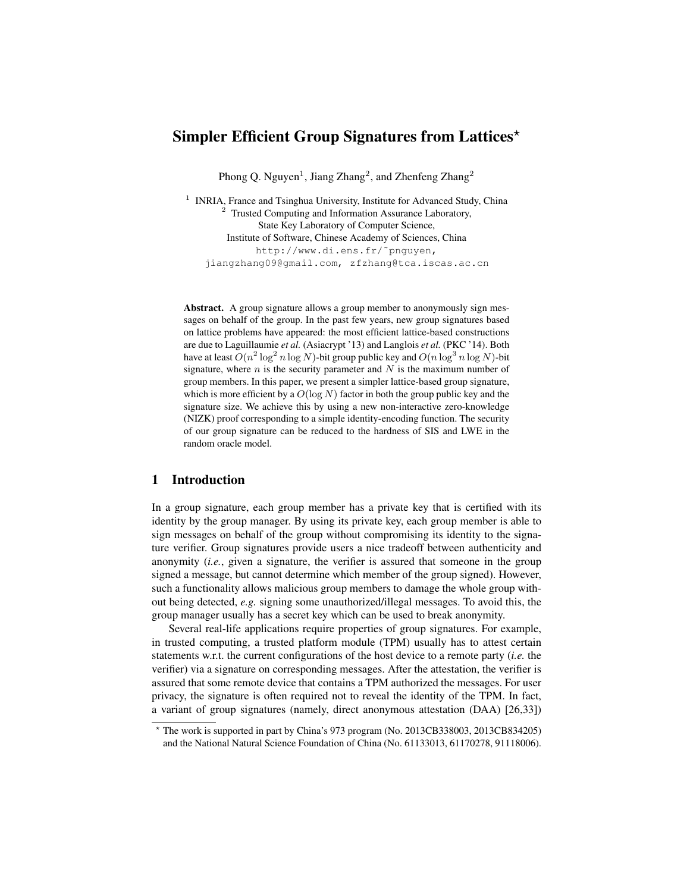# Simpler Efficient Group Signatures from Lattices*

Phong Q. Nguyen[1], Jiang Zhang[2], and Zhenfeng Zhang[2]

[1] INRIA, France and Tsinghua University, Institute for Advanced Study, China
[2] Trusted Computing and Information Assurance Laboratory,
State Key Laboratory of Computer Science,
Institute of Software, Chinese Academy of Sciences, China
http://www.di.ens.fr/~pnguyen,
jiangzhang09@gmail.com, zfzhang@tca.iscas.ac.cn

**Abstract.** A group signature allows a group member to anonymously sign messages on behalf of the group. In the past few years, new group signatures based on lattice problems have appeared: the most efficient lattice-based constructions are due to Laguillaumie *et al.* (Asiacrypt '13) and Langlois *et al.* (PKC '14). Both have at least $O(n^2 \log^2 n \log N)$-bit group public key and $O(n \log^3 n \log N)$-bit signature, where $n$ is the security parameter and $N$ is the maximum number of group members. In this paper, we present a simpler lattice-based group signature, which is more efficient by a $O(\log N)$ factor in both the group public key and the signature size. We achieve this by using a new non-interactive zero-knowledge (NIZK) proof corresponding to a simple identity-encoding function. The security of our group signature can be reduced to the hardness of SIS and LWE in the random oracle model.

## 1 Introduction

In a group signature, each group member has a private key that is certified with its identity by the group manager. By using its private key, each group member is able to sign messages on behalf of the group without compromising its identity to the signature verifier. Group signatures provide users a nice tradeoff between authenticity and anonymity (*i.e.*, given a signature, the verifier is assured that someone in the group signed a message, but cannot determine which member of the group signed). However, such a functionality allows malicious group members to damage the whole group without being detected, *e.g.* signing some unauthorized/illegal messages. To avoid this, the group manager usually has a secret key which can be used to break anonymity.

Several real-life applications require properties of group signatures. For example, in trusted computing, a trusted platform module (TPM) usually has to attest certain statements w.r.t. the current configurations of the host device to a remote party (*i.e.* the verifier) via a signature on corresponding messages. After the attestation, the verifier is assured that some remote device that contains a TPM authorized the messages. For user privacy, the signature is often required not to reveal the identity of the TPM. In fact, a variant of group signatures (namely, direct anonymous attestation (DAA) [26,33])

* The work is supported in part by China's 973 program (No. 2013CB338003, 2013CB834205) and the National Natural Science Foundation of China (No. 61133013, 61170278, 91118006).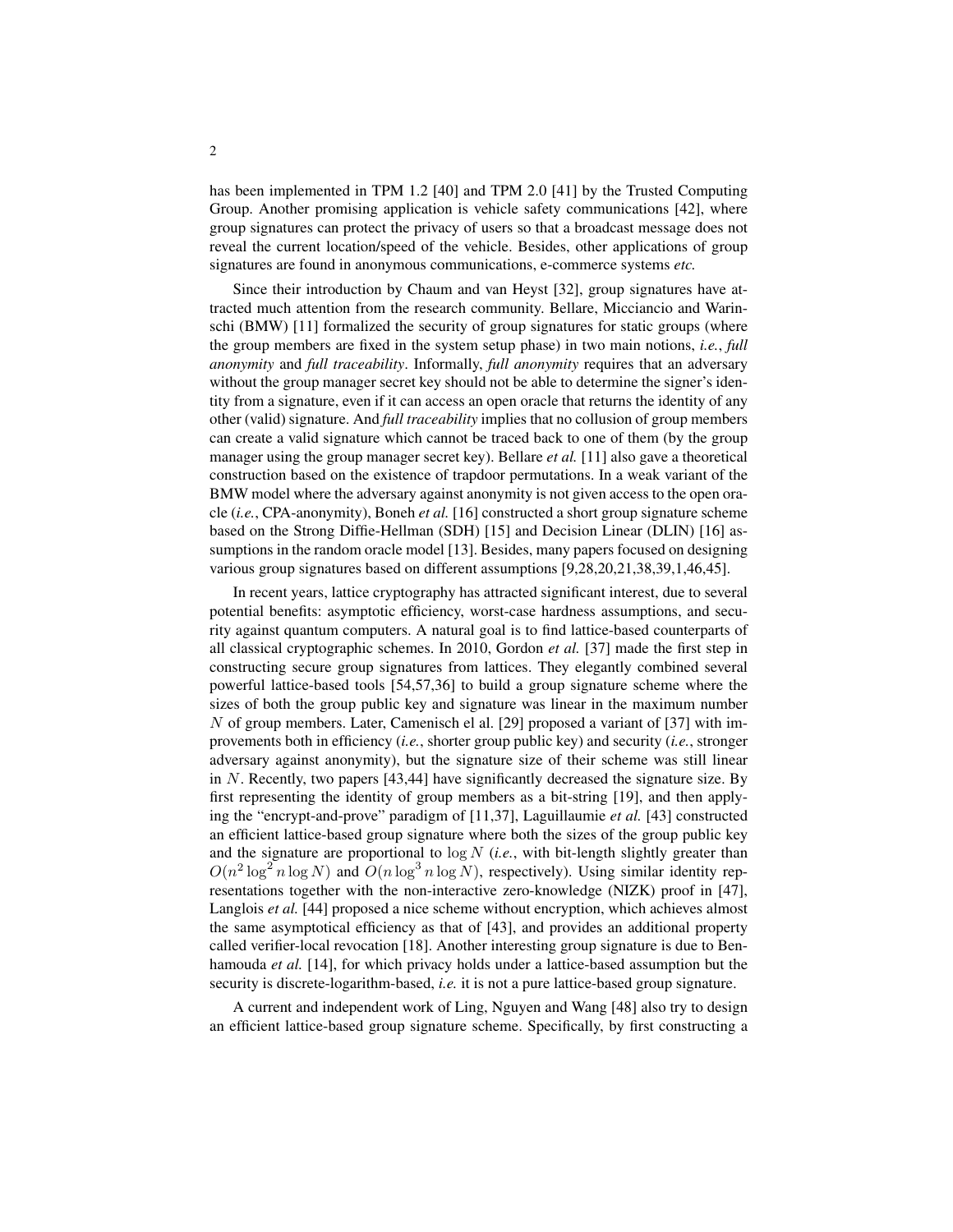has been implemented in TPM 1.2 [40] and TPM 2.0 [41] by the Trusted Computing Group. Another promising application is vehicle safety communications [42], where group signatures can protect the privacy of users so that a broadcast message does not reveal the current location/speed of the vehicle. Besides, other applications of group signatures are found in anonymous communications, e-commerce systems *etc.*

Since their introduction by Chaum and van Heyst [32], group signatures have attracted much attention from the research community. Bellare, Micciancio and Warinschi (BMW) [11] formalized the security of group signatures for static groups (where the group members are fixed in the system setup phase) in two main notions, *i.e.*, *full anonymity* and *full traceability*. Informally, *full anonymity* requires that an adversary without the group manager secret key should not be able to determine the signer's identity from a signature, even if it can access an open oracle that returns the identity of any other (valid) signature. And *full traceability* implies that no collusion of group members can create a valid signature which cannot be traced back to one of them (by the group manager using the group manager secret key). Bellare *et al.* [11] also gave a theoretical construction based on the existence of trapdoor permutations. In a weak variant of the BMW model where the adversary against anonymity is not given access to the open oracle (*i.e.*, CPA-anonymity), Boneh *et al.* [16] constructed a short group signature scheme based on the Strong Diffie-Hellman (SDH) [15] and Decision Linear (DLIN) [16] assumptions in the random oracle model [13]. Besides, many papers focused on designing various group signatures based on different assumptions [9,28,20,21,38,39,1,46,45].

In recent years, lattice cryptography has attracted significant interest, due to several potential benefits: asymptotic efficiency, worst-case hardness assumptions, and security against quantum computers. A natural goal is to find lattice-based counterparts of all classical cryptographic schemes. In 2010, Gordon *et al.* [37] made the first step in constructing secure group signatures from lattices. They elegantly combined several powerful lattice-based tools [54,57,36] to build a group signature scheme where the sizes of both the group public key and signature was linear in the maximum number $N$ of group members. Later, Camenisch el al. [29] proposed a variant of [37] with improvements both in efficiency (*i.e.*, shorter group public key) and security (*i.e.*, stronger adversary against anonymity), but the signature size of their scheme was still linear in $N$. Recently, two papers [43,44] have significantly decreased the signature size. By first representing the identity of group members as a bit-string [19], and then applying the "encrypt-and-prove" paradigm of [11,37], Laguillaumie *et al.* [43] constructed an efficient lattice-based group signature where both the sizes of the group public key and the signature are proportional to $\log N$ (*i.e.*, with bit-length slightly greater than $O(n^2 \log^2 n \log N)$ and $O(n \log^3 n \log N)$, respectively). Using similar identity representations together with the non-interactive zero-knowledge (NIZK) proof in [47], Langlois *et al.* [44] proposed a nice scheme without encryption, which achieves almost the same asymptotical efficiency as that of [43], and provides an additional property called verifier-local revocation [18]. Another interesting group signature is due to Benhamouda *et al.* [14], for which privacy holds under a lattice-based assumption but the security is discrete-logarithm-based, *i.e.* it is not a pure lattice-based group signature.

A current and independent work of Ling, Nguyen and Wang [48] also try to design an efficient lattice-based group signature scheme. Specifically, by first constructing a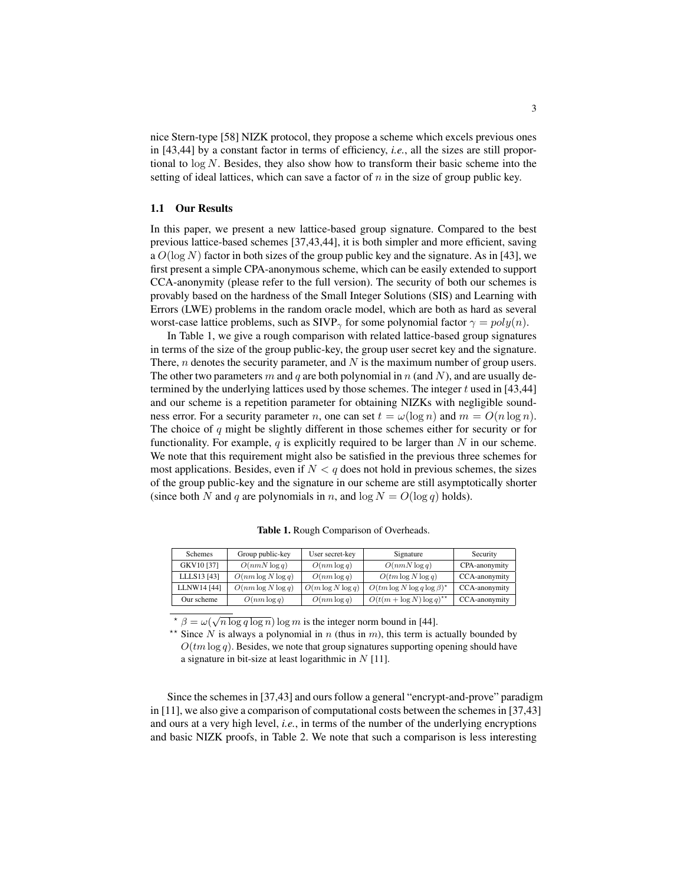nice Stern-type [58] NIZK protocol, they propose a scheme which excels previous ones in [43,44] by a constant factor in terms of efficiency, *i.e.*, all the sizes are still proportional to $\log N$. Besides, they also show how to transform their basic scheme into the setting of ideal lattices, which can save a factor of $n$ in the size of group public key.

### 1.1 Our Results

In this paper, we present a new lattice-based group signature. Compared to the best previous lattice-based schemes [37,43,44], it is both simpler and more efficient, saving a $O(\log N)$ factor in both sizes of the group public key and the signature. As in [43], we first present a simple CPA-anonymous scheme, which can be easily extended to support CCA-anonymity (please refer to the full version). The security of both our schemes is provably based on the hardness of the Small Integer Solutions (SIS) and Learning with Errors (LWE) problems in the random oracle model, which are both as hard as several worst-case lattice problems, such as $\mathrm{SIVP}_\gamma$ for some polynomial factor $\gamma = poly(n)$.

In Table 1, we give a rough comparison with related lattice-based group signatures in terms of the size of the group public-key, the group user secret key and the signature. There, $n$ denotes the security parameter, and $N$ is the maximum number of group users. The other two parameters $m$ and $q$ are both polynomial in $n$ (and $N$), and are usually determined by the underlying lattices used by those schemes. The integer $t$ used in [43,44] and our scheme is a repetition parameter for obtaining NIZKs with negligible soundness error. For a security parameter $n$, one can set $t = \omega(\log n)$ and $m = O(n \log n)$. The choice of $q$ might be slightly different in those schemes either for security or for functionality. For example, $q$ is explicitly required to be larger than $N$ in our scheme. We note that this requirement might also be satisfied in the previous three schemes for most applications. Besides, even if $N < q$ does not hold in previous schemes, the sizes of the group public-key and the signature in our scheme are still asymptotically shorter (since both $N$ and $q$ are polynomials in $n$, and $\log N = O(\log q)$ holds).

**Table 1.** Rough Comparison of Overheads.

| Schemes | Group public-key | User secret-key | Signature | Security |
|---|---|---|---|---|
| GKV10 [37] | $O(nmN \log q)$ | $O(nm \log q)$ | $O(nmN \log q)$ | CPA-anonymity |
| LLLS13 [43] | $O(nm \log N \log q)$ | $O(nm \log q)$ | $O(tm \log N \log q)$ | CCA-anonymity |
| LLNW14 [44] | $O(nm \log N \log q)$ | $O(m \log N \log q)$ | $O(tm \log N \log q \log \beta)^{\star}$ | CCA-anonymity |
| Our scheme | $O(nm \log q)$ | $O(nm \log q)$ | $O(t(m + \log N) \log q)^{\star\star}$ | CCA-anonymity |

$^{\star}$ $\beta = \omega(\sqrt{n \log q \log n}) \log m$ is the integer norm bound in [44].

$^{\star\star}$ Since $N$ is always a polynomial in $n$ (thus in $m$), this term is actually bounded by $O(tm \log q)$. Besides, we note that group signatures supporting opening should have a signature in bit-size at least logarithmic in $N$ [11].

Since the schemes in [37,43] and ours follow a general "encrypt-and-prove" paradigm in [11], we also give a comparison of computational costs between the schemes in [37,43] and ours at a very high level, *i.e.*, in terms of the number of the underlying encryptions and basic NIZK proofs, in Table 2. We note that such a comparison is less interesting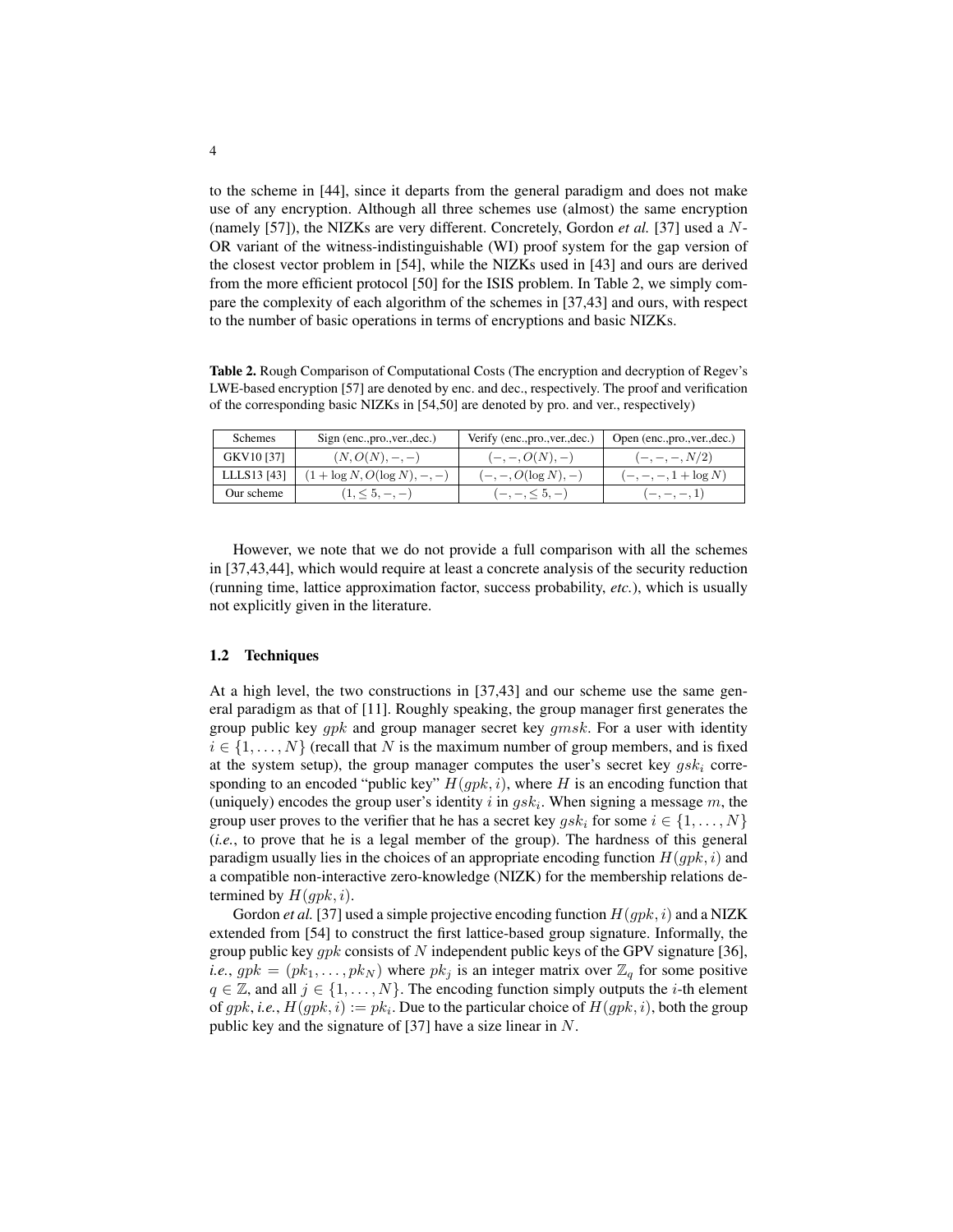to the scheme in [44], since it departs from the general paradigm and does not make use of any encryption. Although all three schemes use (almost) the same encryption (namely [57]), the NIZKs are very different. Concretely, Gordon *et al.* [37] used a $N$-OR variant of the witness-indistinguishable (WI) proof system for the gap version of the closest vector problem in [54], while the NIZKs used in [43] and ours are derived from the more efficient protocol [50] for the ISIS problem. In Table 2, we simply compare the complexity of each algorithm of the schemes in [37,43] and ours, with respect to the number of basic operations in terms of encryptions and basic NIZKs.

**Table 2.** Rough Comparison of Computational Costs (The encryption and decryption of Regev's LWE-based encryption [57] are denoted by enc. and dec., respectively. The proof and verification of the corresponding basic NIZKs in [54,50] are denoted by pro. and ver., respectively)

| Schemes | Sign (enc.,pro.,ver.,dec.) | Verify (enc.,pro.,ver.,dec.) | Open (enc.,pro.,ver.,dec.) |
|---|---|---|---|
| GKV10 [37] | $(N, O(N), -, -)$ | $(-, -, O(N), -)$ | $(-, -, -, N/2)$ |
| LLLS13 [43] | $(1 + \log N, O(\log N), -, -)$ | $(-, -, O(\log N), -)$ | $(-, -, -, 1 + \log N)$ |
| Our scheme | $(1, \leq 5, -, -)$ | $(-, -, \leq 5, -)$ | $(-, -, -, 1)$ |

However, we note that we do not provide a full comparison with all the schemes in [37,43,44], which would require at least a concrete analysis of the security reduction (running time, lattice approximation factor, success probability, *etc.*), which is usually not explicitly given in the literature.

### 1.2 Techniques

At a high level, the two constructions in [37,43] and our scheme use the same general paradigm as that of [11]. Roughly speaking, the group manager first generates the group public key $gpk$ and group manager secret key $gmsk$. For a user with identity $i \in \{1, \dots, N\}$ (recall that $N$ is the maximum number of group members, and is fixed at the system setup), the group manager computes the user's secret key $gsk_i$ corresponding to an encoded "public key" $H(gpk, i)$, where $H$ is an encoding function that (uniquely) encodes the group user's identity $i$ in $gsk_i$. When signing a message $m$, the group user proves to the verifier that he has a secret key $gsk_i$ for some $i \in \{1, \dots, N\}$ (*i.e.*, to prove that he is a legal member of the group). The hardness of this general paradigm usually lies in the choices of an appropriate encoding function $H(gpk, i)$ and a compatible non-interactive zero-knowledge (NIZK) for the membership relations determined by $H(gpk, i)$.

Gordon *et al.* [37] used a simple projective encoding function $H(gpk, i)$ and a NIZK extended from [54] to construct the first lattice-based group signature. Informally, the group public key $gpk$ consists of $N$ independent public keys of the GPV signature [36], *i.e.*, $gpk = (pk_1, \dots, pk_N)$ where $pk_j$ is an integer matrix over $\mathbb{Z}_q$ for some positive $q \in \mathbb{Z}$, and all $j \in \{1, \dots, N\}$. The encoding function simply outputs the $i$-th element of $gpk$, *i.e.*, $H(gpk, i) := pk_i$. Due to the particular choice of $H(gpk, i)$, both the group public key and the signature of [37] have a size linear in $N$.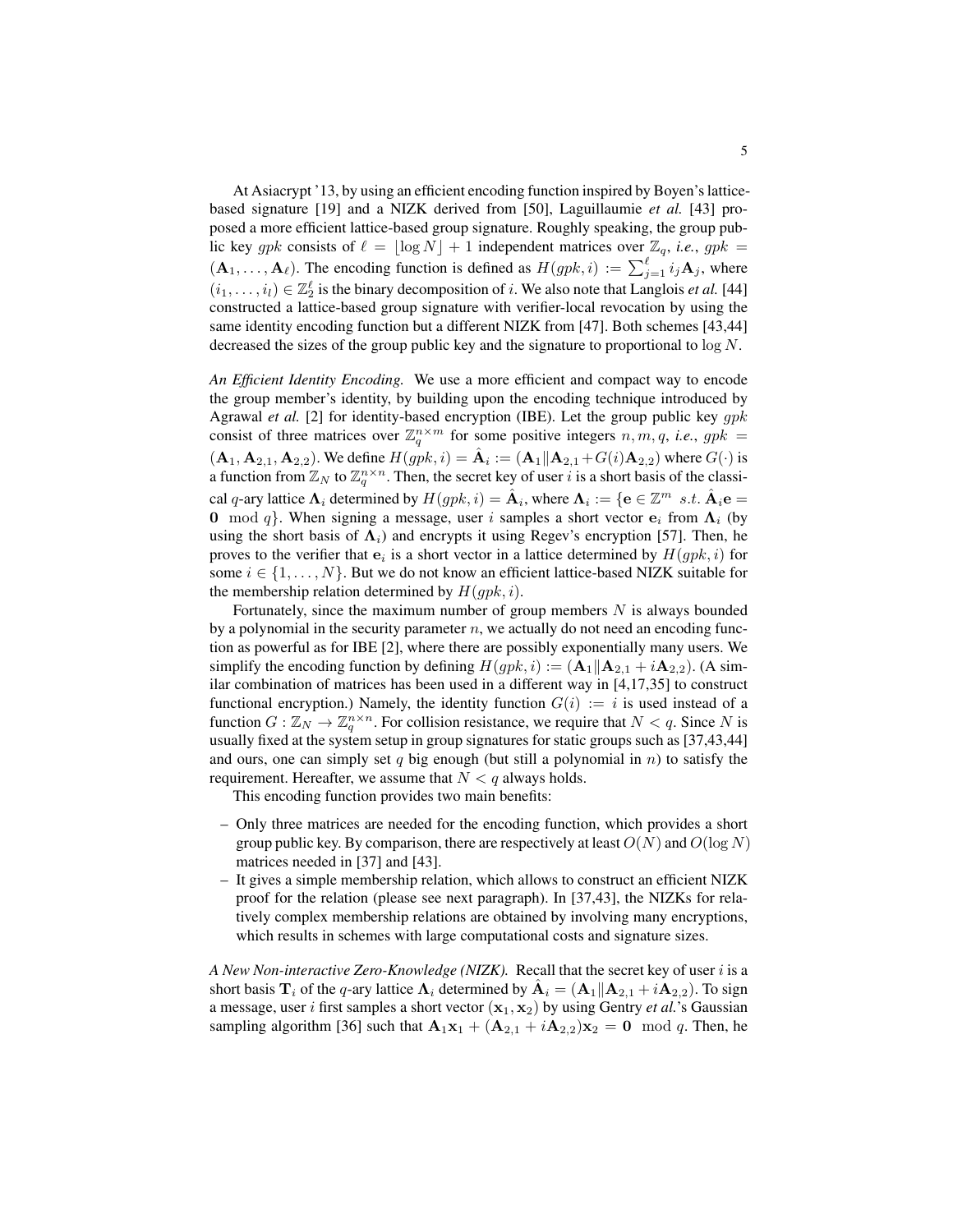At Asiacrypt '13, by using an efficient encoding function inspired by Boyen's lattice-based signature [19] and a NIZK derived from [50], Laguillaumie *et al.* [43] proposed a more efficient lattice-based group signature. Roughly speaking, the group public key $gpk$ consists of $\ell = \lfloor \log N \rfloor + 1$ independent matrices over $\mathbb{Z}_q$, *i.e.*, $gpk = (\mathbf{A}_1, \ldots, \mathbf{A}_\ell)$. The encoding function is defined as $H(gpk, i) := \sum_{j=1}^{\ell} i_j \mathbf{A}_j$, where $(i_1, \ldots, i_l) \in \mathbb{Z}_2^\ell$ is the binary decomposition of $i$. We also note that Langlois *et al.* [44] constructed a lattice-based group signature with verifier-local revocation by using the same identity encoding function but a different NIZK from [47]. Both schemes [43,44] decreased the sizes of the group public key and the signature to proportional to $\log N$.

*An Efficient Identity Encoding.* We use a more efficient and compact way to encode the group member's identity, by building upon the encoding technique introduced by Agrawal *et al.* [2] for identity-based encryption (IBE). Let the group public key $gpk$ consist of three matrices over $\mathbb{Z}_q^{n \times m}$ for some positive integers $n, m, q$, *i.e.*, $gpk = (\mathbf{A}_1, \mathbf{A}_{2,1}, \mathbf{A}_{2,2})$. We define $H(gpk, i) = \hat{\mathbf{A}}_i := (\mathbf{A}_1 \| \mathbf{A}_{2,1} + G(i)\mathbf{A}_{2,2})$ where $G(\cdot)$ is a function from $\mathbb{Z}_N$ to $\mathbb{Z}_q^{n \times n}$. Then, the secret key of user $i$ is a short basis of the classical $q$-ary lattice $\mathbf{\Lambda}_i$ determined by $H(gpk, i) = \hat{\mathbf{A}}_i$, where $\mathbf{\Lambda}_i := \{\mathbf{e} \in \mathbb{Z}^m \ s.t. \ \hat{\mathbf{A}}_i \mathbf{e} = \mathbf{0} \mod q\}$. When signing a message, user $i$ samples a short vector $\mathbf{e}_i$ from $\mathbf{\Lambda}_i$ (by using the short basis of $\mathbf{\Lambda}_i$) and encrypts it using Regev's encryption [57]. Then, he proves to the verifier that $\mathbf{e}_i$ is a short vector in a lattice determined by $H(gpk, i)$ for some $i \in \{1, \ldots, N\}$. But we do not know an efficient lattice-based NIZK suitable for the membership relation determined by $H(gpk, i)$.

Fortunately, since the maximum number of group members $N$ is always bounded by a polynomial in the security parameter $n$, we actually do not need an encoding function as powerful as for IBE [2], where there are possibly exponentially many users. We simplify the encoding function by defining $H(gpk, i) := (\mathbf{A}_1 \| \mathbf{A}_{2,1} + i\mathbf{A}_{2,2})$. (A similar combination of matrices has been used in a different way in [4,17,35] to construct functional encryption.) Namely, the identity function $G(i) := i$ is used instead of a function $G : \mathbb{Z}_N \to \mathbb{Z}_q^{n \times n}$. For collision resistance, we require that $N < q$. Since $N$ is usually fixed at the system setup in group signatures for static groups such as [37,43,44] and ours, one can simply set $q$ big enough (but still a polynomial in $n$) to satisfy the requirement. Hereafter, we assume that $N < q$ always holds.

This encoding function provides two main benefits:

- Only three matrices are needed for the encoding function, which provides a short group public key. By comparison, there are respectively at least $O(N)$ and $O(\log N)$ matrices needed in [37] and [43].
- It gives a simple membership relation, which allows to construct an efficient NIZK proof for the relation (please see next paragraph). In [37,43], the NIZKs for relatively complex membership relations are obtained by involving many encryptions, which results in schemes with large computational costs and signature sizes.

*A New Non-interactive Zero-Knowledge (NIZK).* Recall that the secret key of user $i$ is a short basis $\mathbf{T}_i$ of the $q$-ary lattice $\mathbf{\Lambda}_i$ determined by $\hat{\mathbf{A}}_i = (\mathbf{A}_1 \| \mathbf{A}_{2,1} + i\mathbf{A}_{2,2})$. To sign a message, user $i$ first samples a short vector $(\mathbf{x}_1, \mathbf{x}_2)$ by using Gentry *et al.*'s Gaussian sampling algorithm [36] such that $\mathbf{A}_1\mathbf{x}_1 + (\mathbf{A}_{2,1} + i\mathbf{A}_{2,2})\mathbf{x}_2 = \mathbf{0} \mod q$. Then, he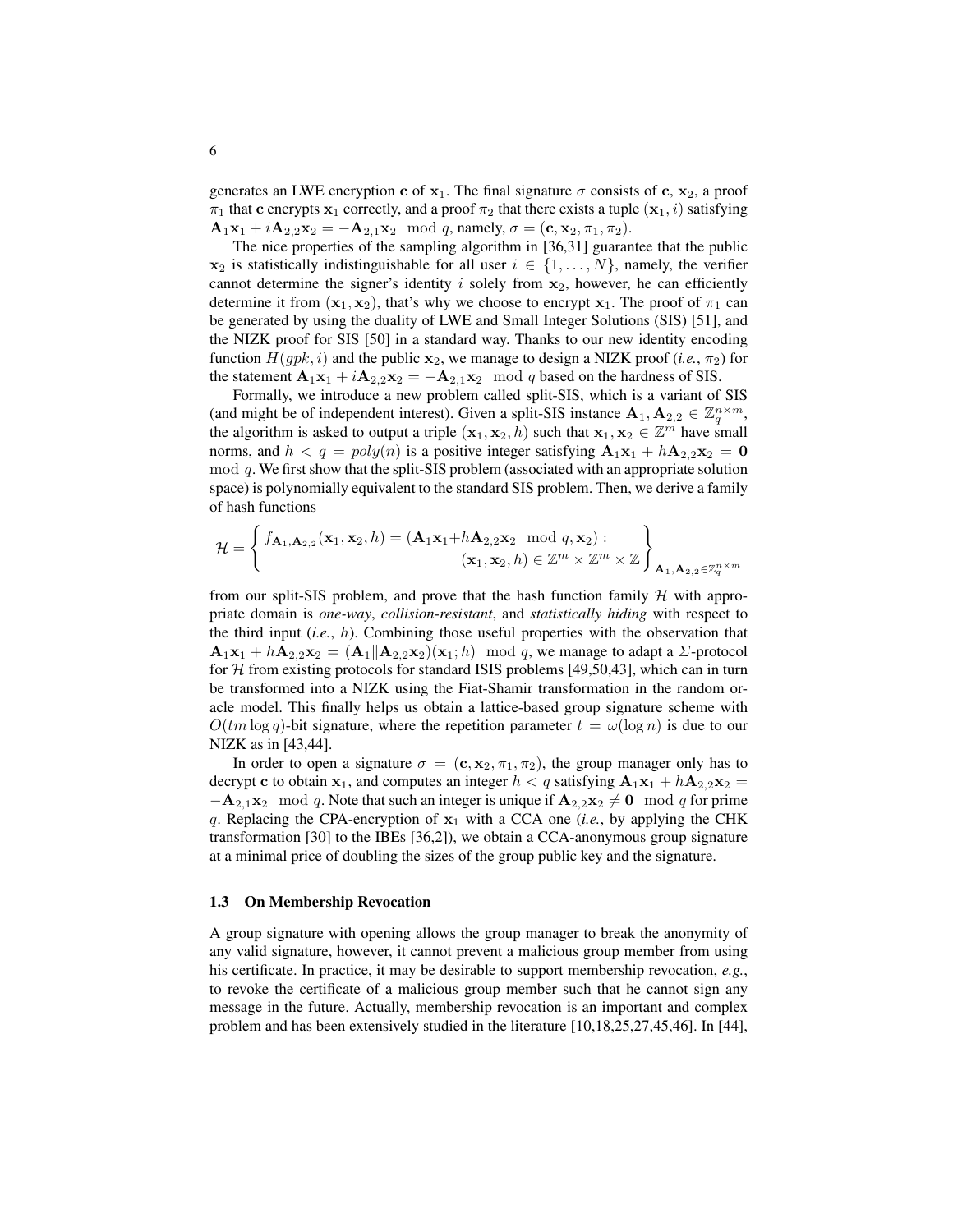generates an LWE encryption $\mathbf{c}$ of $\mathbf{x}_1$. The final signature $\sigma$ consists of $\mathbf{c}$, $\mathbf{x}_2$, a proof $\pi_1$ that $\mathbf{c}$ encrypts $\mathbf{x}_1$ correctly, and a proof $\pi_2$ that there exists a tuple $(\mathbf{x}_1, i)$ satisfying $\mathbf{A}_1\mathbf{x}_1 + i\mathbf{A}_{2,2}\mathbf{x}_2 = -\mathbf{A}_{2,1}\mathbf{x}_2 \mod q$, namely, $\sigma = (\mathbf{c}, \mathbf{x}_2, \pi_1, \pi_2)$.

The nice properties of the sampling algorithm in [36,31] guarantee that the public $\mathbf{x}_2$ is statistically indistinguishable for all user $i \in \{1, \dots, N\}$, namely, the verifier cannot determine the signer's identity $i$ solely from $\mathbf{x}_2$, however, he can efficiently determine it from $(\mathbf{x}_1, \mathbf{x}_2)$, that's why we choose to encrypt $\mathbf{x}_1$. The proof of $\pi_1$ can be generated by using the duality of LWE and Small Integer Solutions (SIS) [51], and the NIZK proof for SIS [50] in a standard way. Thanks to our new identity encoding function $H(gpk, i)$ and the public $\mathbf{x}_2$, we manage to design a NIZK proof (*i.e.*, $\pi_2$) for the statement $\mathbf{A}_1\mathbf{x}_1 + i\mathbf{A}_{2,2}\mathbf{x}_2 = -\mathbf{A}_{2,1}\mathbf{x}_2 \mod q$ based on the hardness of SIS.

Formally, we introduce a new problem called split-SIS, which is a variant of SIS (and might be of independent interest). Given a split-SIS instance $\mathbf{A}_1, \mathbf{A}_{2,2} \in \mathbb{Z}_q^{n \times m}$, the algorithm is asked to output a triple $(\mathbf{x}_1, \mathbf{x}_2, h)$ such that $\mathbf{x}_1, \mathbf{x}_2 \in \mathbb{Z}^m$ have small norms, and $h < q = poly(n)$ is a positive integer satisfying $\mathbf{A}_1\mathbf{x}_1 + h\mathbf{A}_{2,2}\mathbf{x}_2 = \mathbf{0} \mod q$. We first show that the split-SIS problem (associated with an appropriate solution space) is polynomially equivalent to the standard SIS problem. Then, we derive a family of hash functions

$$\mathcal{H} = \left\{ \begin{array}{r} f_{\mathbf{A}_1, \mathbf{A}_{2,2}}(\mathbf{x}_1, \mathbf{x}_2, h) = (\mathbf{A}_1\mathbf{x}_1 + h\mathbf{A}_{2,2}\mathbf{x}_2 \mod q, \mathbf{x}_2) : \\ (\mathbf{x}_1, \mathbf{x}_2, h) \in \mathbb{Z}^m \times \mathbb{Z}^m \times \mathbb{Z} \end{array} \right\}_{\mathbf{A}_1, \mathbf{A}_{2,2} \in \mathbb{Z}_q^{n \times m}}$$

from our split-SIS problem, and prove that the hash function family $\mathcal{H}$ with appropriate domain is *one-way*, *collision-resistant*, and *statistically hiding* with respect to the third input (*i.e.*, $h$). Combining those useful properties with the observation that $\mathbf{A}_1\mathbf{x}_1 + h\mathbf{A}_{2,2}\mathbf{x}_2 = (\mathbf{A}_1 \| \mathbf{A}_{2,2}\mathbf{x}_2)(\mathbf{x}_1; h) \mod q$, we manage to adapt a $\Sigma$-protocol for $\mathcal{H}$ from existing protocols for standard ISIS problems [49,50,43], which can in turn be transformed into a NIZK using the Fiat-Shamir transformation in the random oracle model. This finally helps us obtain a lattice-based group signature scheme with $O(tm \log q)$-bit signature, where the repetition parameter $t = \omega(\log n)$ is due to our NIZK as in [43,44].

In order to open a signature $\sigma = (\mathbf{c}, \mathbf{x}_2, \pi_1, \pi_2)$, the group manager only has to decrypt $\mathbf{c}$ to obtain $\mathbf{x}_1$, and computes an integer $h < q$ satisfying $\mathbf{A}_1\mathbf{x}_1 + h\mathbf{A}_{2,2}\mathbf{x}_2 = -\mathbf{A}_{2,1}\mathbf{x}_2 \mod q$. Note that such an integer is unique if $\mathbf{A}_{2,2}\mathbf{x}_2 \neq \mathbf{0} \mod q$ for prime $q$. Replacing the CPA-encryption of $\mathbf{x}_1$ with a CCA one (*i.e.*, by applying the CHK transformation [30] to the IBEs [36,2]), we obtain a CCA-anonymous group signature at a minimal price of doubling the sizes of the group public key and the signature.

### 1.3 On Membership Revocation

A group signature with opening allows the group manager to break the anonymity of any valid signature, however, it cannot prevent a malicious group member from using his certificate. In practice, it may be desirable to support membership revocation, *e.g.*, to revoke the certificate of a malicious group member such that he cannot sign any message in the future. Actually, membership revocation is an important and complex problem and has been extensively studied in the literature [10,18,25,27,45,46]. In [44],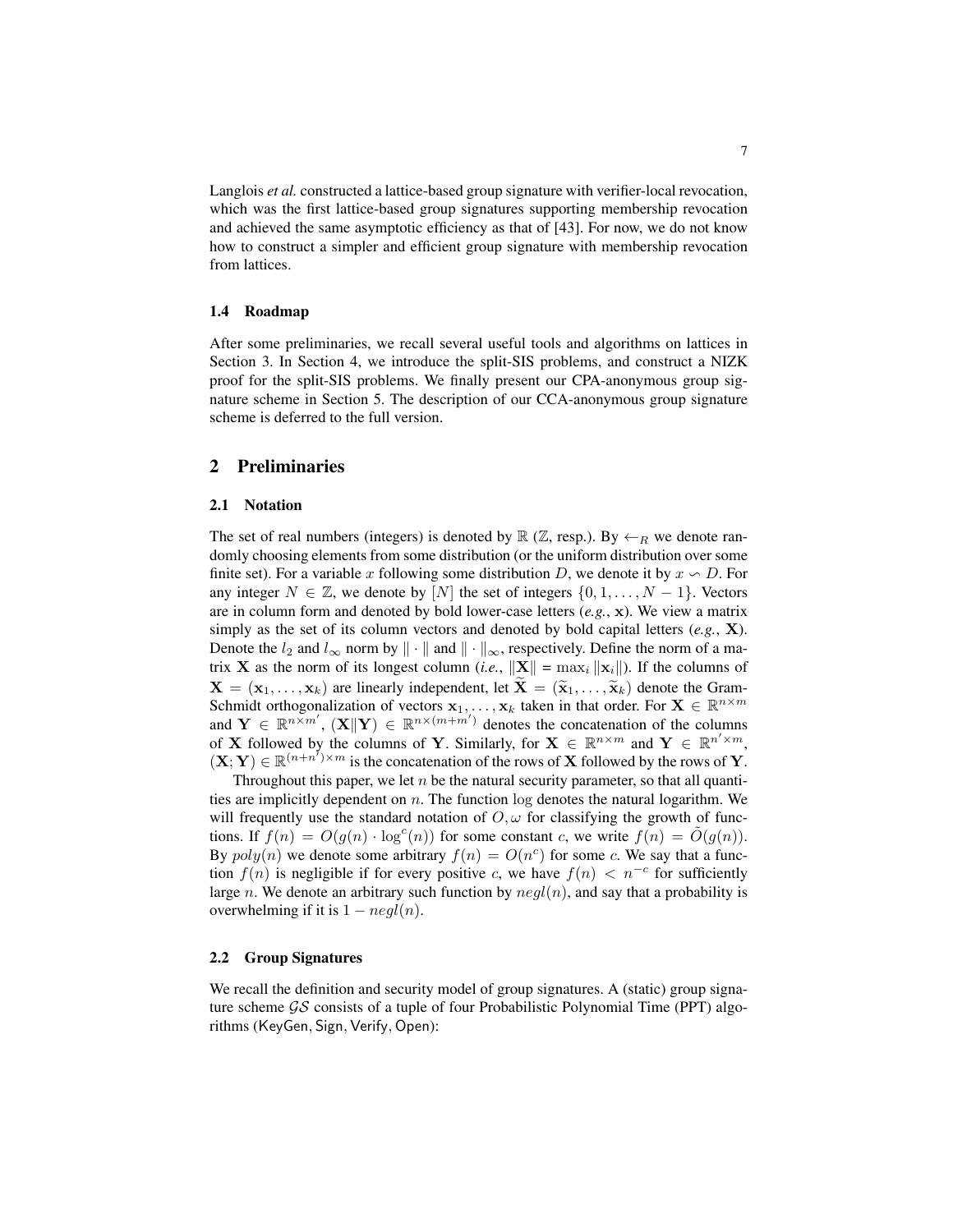Langlois *et al.* constructed a lattice-based group signature with verifier-local revocation, which was the first lattice-based group signatures supporting membership revocation and achieved the same asymptotic efficiency as that of [43]. For now, we do not know how to construct a simpler and efficient group signature with membership revocation from lattices.

### 1.4 Roadmap

After some preliminaries, we recall several useful tools and algorithms on lattices in Section 3. In Section 4, we introduce the split-SIS problems, and construct a NIZK proof for the split-SIS problems. We finally present our CPA-anonymous group signature scheme in Section 5. The description of our CCA-anonymous group signature scheme is deferred to the full version.

## 2 Preliminaries

### 2.1 Notation

The set of real numbers (integers) is denoted by $\mathbb{R}$ ($\mathbb{Z}$, resp.). By $\leftarrow_R$ we denote randomly choosing elements from some distribution (or the uniform distribution over some finite set). For a variable $x$ following some distribution $D$, we denote it by $x \backsim D$. For any integer $N \in \mathbb{Z}$, we denote by $[N]$ the set of integers $\{0, 1, \ldots, N-1\}$. Vectors are in column form and denoted by bold lower-case letters (*e.g.*, $\mathbf{x}$). We view a matrix simply as the set of its column vectors and denoted by bold capital letters (*e.g.*, $\mathbf{X}$). Denote the $l_2$ and $l_\infty$ norm by $\|\cdot\|$ and $\|\cdot\|_\infty$, respectively. Define the norm of a matrix $\mathbf{X}$ as the norm of its longest column (*i.e.*, $\|\mathbf{X}\| = \max_i \|\mathbf{x}_i\|$). If the columns of $\mathbf{X} = (\mathbf{x}_1, \ldots, \mathbf{x}_k)$ are linearly independent, let $\widetilde{\mathbf{X}} = (\widetilde{\mathbf{x}}_1, \ldots, \widetilde{\mathbf{x}}_k)$ denote the Gram-Schmidt orthogonalization of vectors $\mathbf{x}_1, \ldots, \mathbf{x}_k$ taken in that order. For $\mathbf{X} \in \mathbb{R}^{n \times m}$ and $\mathbf{Y} \in \mathbb{R}^{n \times m'}$, $(\mathbf{X}\|\mathbf{Y}) \in \mathbb{R}^{n \times (m+m')}$ denotes the concatenation of the columns of $\mathbf{X}$ followed by the columns of $\mathbf{Y}$. Similarly, for $\mathbf{X} \in \mathbb{R}^{n \times m}$ and $\mathbf{Y} \in \mathbb{R}^{n' \times m}$, $(\mathbf{X}; \mathbf{Y}) \in \mathbb{R}^{(n+n') \times m}$ is the concatenation of the rows of $\mathbf{X}$ followed by the rows of $\mathbf{Y}$.

Throughout this paper, we let $n$ be the natural security parameter, so that all quantities are implicitly dependent on $n$. The function $\log$ denotes the natural logarithm. We will frequently use the standard notation of $O, \omega$ for classifying the growth of functions. If $f(n) = O(g(n) \cdot \log^c(n))$ for some constant $c$, we write $f(n) = \tilde{O}(g(n))$. By $poly(n)$ we denote some arbitrary $f(n) = O(n^c)$ for some $c$. We say that a function $f(n)$ is negligible if for every positive $c$, we have $f(n) < n^{-c}$ for sufficiently large $n$. We denote an arbitrary such function by $negl(n)$, and say that a probability is overwhelming if it is $1 - negl(n)$.

### 2.2 Group Signatures

We recall the definition and security model of group signatures. A (static) group signature scheme $\mathcal{GS}$ consists of a tuple of four Probabilistic Polynomial Time (PPT) algorithms ($\mathsf{KeyGen}, \mathsf{Sign}, \mathsf{Verify}, \mathsf{Open}$):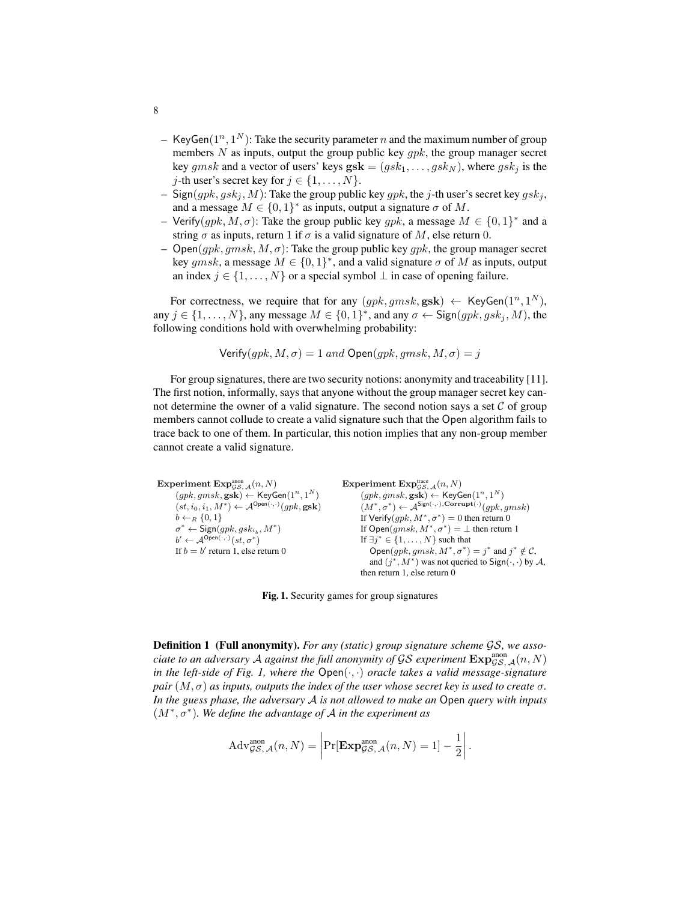- $\mathsf{KeyGen}(1^n, 1^N)$: Take the security parameter $n$ and the maximum number of group members $N$ as inputs, output the group public key $gpk$, the group manager secret key $gmsk$ and a vector of users' keys $\mathbf{gsk} = (gsk_1, \dots, gsk_N)$, where $gsk_j$ is the $j$-th user's secret key for $j \in \{1, \dots, N\}$.
- $\mathsf{Sign}(gpk, gsk_j, M)$: Take the group public key $gpk$, the $j$-th user's secret key $gsk_j$, and a message $M \in \{0,1\}^*$ as inputs, output a signature $\sigma$ of $M$.
- $\mathsf{Verify}(gpk, M, \sigma)$: Take the group public key $gpk$, a message $M \in \{0,1\}^*$ and a string $\sigma$ as inputs, return 1 if $\sigma$ is a valid signature of $M$, else return 0.
- $\mathsf{Open}(gpk, gmsk, M, \sigma)$: Take the group public key $gpk$, the group manager secret key $gmsk$, a message $M \in \{0,1\}^*$, and a valid signature $\sigma$ of $M$ as inputs, output an index $j \in \{1, \dots, N\}$ or a special symbol $\perp$ in case of opening failure.

For correctness, we require that for any $(gpk, gmsk, \mathbf{gsk}) \leftarrow \mathsf{KeyGen}(1^n, 1^N)$, any $j \in \{1, \dots, N\}$, any message $M \in \{0,1\}^*$, and any $\sigma \leftarrow \mathsf{Sign}(gpk, gsk_j, M)$, the following conditions hold with overwhelming probability:

$$\mathsf{Verify}(gpk, M, \sigma) = 1 \text{ and } \mathsf{Open}(gpk, gmsk, M, \sigma) = j$$

For group signatures, there are two security notions: anonymity and traceability [11]. The first notion, informally, says that anyone without the group manager secret key cannot determine the owner of a valid signature. The second notion says a set $\mathcal{C}$ of group members cannot collude to create a valid signature such that the Open algorithm fails to trace back to one of them. In particular, this notion implies that any non-group member cannot create a valid signature.

**Experiment** $\mathbf{Exp}^{\text{anon}}_{\mathcal{GS},\mathcal{A}}(n, N)$
- $(gpk, gmsk, \mathbf{gsk}) \leftarrow \mathsf{KeyGen}(1^n, 1^N)$
- $(st, i_0, i_1, M^*) \leftarrow \mathcal{A}^{\mathsf{Open}(\cdot,\cdot)}(gpk, \mathbf{gsk})$
- $b \leftarrow_R \{0, 1\}$
- $\sigma^* \leftarrow \mathsf{Sign}(gpk, gsk_{i_b}, M^*)$
- $b' \leftarrow \mathcal{A}^{\mathsf{Open}(\cdot,\cdot)}(st, \sigma^*)$
- If $b = b'$ return 1, else return 0

**Experiment** $\mathbf{Exp}^{\text{trace}}_{\mathcal{GS},\mathcal{A}}(n, N)$
- $(gpk, gmsk, \mathbf{gsk}) \leftarrow \mathsf{KeyGen}(1^n, 1^N)$
- $(M^*, \sigma^*) \leftarrow \mathcal{A}^{\mathsf{Sign}(\cdot,\cdot),\mathbf{Corrupt}(\cdot)}(gpk, gmsk)$
- If $\mathsf{Verify}(gpk, M^*, \sigma^*) = 0$ then return 0
- If $\mathsf{Open}(gmsk, M^*, \sigma^*) = \perp$ then return 1
- If $\exists j^* \in \{1, \dots, N\}$ such that $\mathsf{Open}(gpk, gmsk, M^*, \sigma^*) = j^*$ and $j^* \notin \mathcal{C}$, and $(j^*, M^*)$ was not queried to $\mathsf{Sign}(\cdot,\cdot)$ by $\mathcal{A}$, then return 1, else return 0

**Fig. 1.** Security games for group signatures

**Definition 1 (Full anonymity).** *For any (static) group signature scheme $\mathcal{GS}$, we associate to an adversary $\mathcal{A}$ against the full anonymity of $\mathcal{GS}$ experiment $\mathbf{Exp}^{\text{anon}}_{\mathcal{GS},\mathcal{A}}(n, N)$ in the left-side of Fig. 1, where the $\mathsf{Open}(\cdot,\cdot)$ oracle takes a valid message-signature pair $(M, \sigma)$ as inputs, outputs the index of the user whose secret key is used to create $\sigma$. In the guess phase, the adversary $\mathcal{A}$ is not allowed to make an* Open *query with inputs $(M^*, \sigma^*)$. We define the advantage of $\mathcal{A}$ in the experiment as*

$$\mathrm{Adv}^{\text{anon}}_{\mathcal{GS},\mathcal{A}}(n, N) = \left| \Pr[\mathbf{Exp}^{\text{anon}}_{\mathcal{GS},\mathcal{A}}(n, N) = 1] - \frac{1}{2} \right|.$$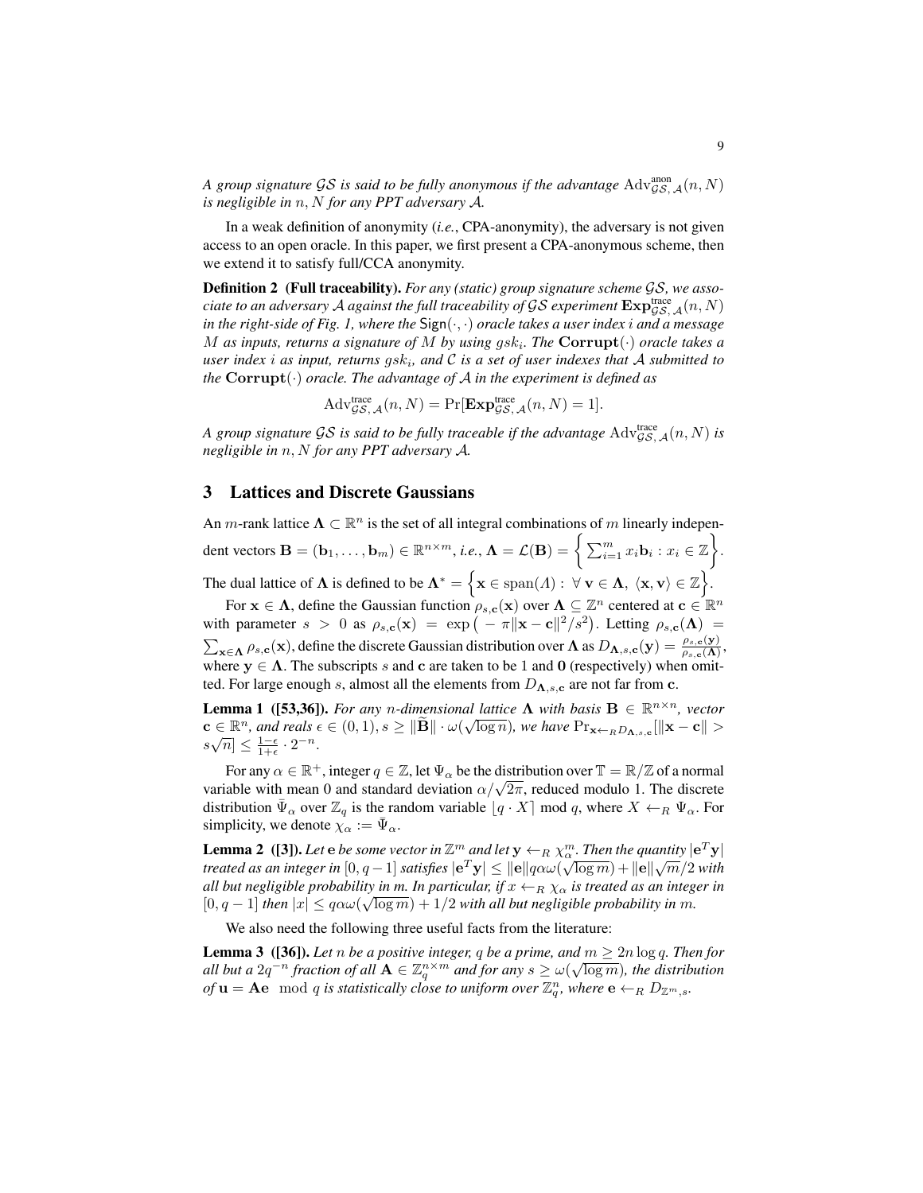*A group signature $\mathcal{GS}$ is said to be fully anonymous if the advantage $\mathrm{Adv}^{\mathrm{anon}}_{\mathcal{GS},\mathcal{A}}(n, N)$ is negligible in $n, N$ for any PPT adversary $\mathcal{A}$.*

In a weak definition of anonymity (*i.e.*, CPA-anonymity), the adversary is not given access to an open oracle. In this paper, we first present a CPA-anonymous scheme, then we extend it to satisfy full/CCA anonymity.

**Definition 2 (Full traceability).** *For any (static) group signature scheme $\mathcal{GS}$, we associate to an adversary $\mathcal{A}$ against the full traceability of $\mathcal{GS}$ experiment $\mathbf{Exp}^{\mathrm{trace}}_{\mathcal{GS},\mathcal{A}}(n, N)$ in the right-side of Fig. 1, where the $\mathsf{Sign}(\cdot,\cdot)$ oracle takes a user index $i$ and a message $M$ as inputs, returns a signature of $M$ by using $gsk_i$. The $\mathbf{Corrupt}(\cdot)$ oracle takes a user index $i$ as input, returns $gsk_i$, and $\mathcal{C}$ is a set of user indexes that $\mathcal{A}$ submitted to the $\mathbf{Corrupt}(\cdot)$ oracle. The advantage of $\mathcal{A}$ in the experiment is defined as*

$$\mathrm{Adv}^{\mathrm{trace}}_{\mathcal{GS},\mathcal{A}}(n, N) = \Pr[\mathbf{Exp}^{\mathrm{trace}}_{\mathcal{GS},\mathcal{A}}(n, N) = 1].$$

*A group signature $\mathcal{GS}$ is said to be fully traceable if the advantage $\mathrm{Adv}^{\mathrm{trace}}_{\mathcal{GS},\mathcal{A}}(n, N)$ is negligible in $n, N$ for any PPT adversary $\mathcal{A}$.*

## 3 Lattices and Discrete Gaussians

An $m$-rank lattice $\mathbf{\Lambda} \subset \mathbb{R}^n$ is the set of all integral combinations of $m$ linearly independent vectors $\mathbf{B} = (\mathbf{b}_1, \ldots, \mathbf{b}_m) \in \mathbb{R}^{n\times m}$, *i.e.*, $\mathbf{\Lambda} = \mathcal{L}(\mathbf{B}) = \Big\{ \sum_{i=1}^m x_i \mathbf{b}_i : x_i \in \mathbb{Z} \Big\}$. The dual lattice of $\mathbf{\Lambda}$ is defined to be $\mathbf{\Lambda}^* = \Big\{ \mathbf{x} \in \mathrm{span}(\Lambda) : \ \forall\, \mathbf{v} \in \mathbf{\Lambda},\ \langle \mathbf{x}, \mathbf{v}\rangle \in \mathbb{Z} \Big\}$.

For $\mathbf{x} \in \mathbf{\Lambda}$, define the Gaussian function $\rho_{s,\mathbf{c}}(\mathbf{x})$ over $\mathbf{\Lambda} \subseteq \mathbb{Z}^n$ centered at $\mathbf{c} \in \mathbb{R}^n$ with parameter $s > 0$ as $\rho_{s,\mathbf{c}}(\mathbf{x}) = \exp\big( -\pi\|\mathbf{x}-\mathbf{c}\|^2/s^2\big)$. Letting $\rho_{s,\mathbf{c}}(\mathbf{\Lambda}) = \sum_{\mathbf{x}\in\mathbf{\Lambda}} \rho_{s,\mathbf{c}}(\mathbf{x})$, define the discrete Gaussian distribution over $\mathbf{\Lambda}$ as $D_{\mathbf{\Lambda},s,\mathbf{c}}(\mathbf{y}) = \frac{\rho_{s,\mathbf{c}}(\mathbf{y})}{\rho_{s,\mathbf{c}}(\mathbf{\Lambda})}$, where $\mathbf{y} \in \mathbf{\Lambda}$. The subscripts $s$ and $\mathbf{c}$ are taken to be 1 and $\mathbf{0}$ (respectively) when omitted. For large enough $s$, almost all the elements from $D_{\mathbf{\Lambda},s,\mathbf{c}}$ are not far from $\mathbf{c}$.

**Lemma 1 ([53,36]).** *For any $n$-dimensional lattice $\mathbf{\Lambda}$ with basis $\mathbf{B} \in \mathbb{R}^{n\times n}$, vector $\mathbf{c} \in \mathbb{R}^n$, and reals $\epsilon \in (0, 1), s \geq \|\widetilde{\mathbf{B}}\| \cdot \omega(\sqrt{\log n})$, we have $\Pr_{\mathbf{x}\leftarrow_R D_{\mathbf{\Lambda},s,\mathbf{c}}}[\|\mathbf{x}-\mathbf{c}\| > s\sqrt{n}] \leq \frac{1-\epsilon}{1+\epsilon}\cdot 2^{-n}$.*

For any $\alpha \in \mathbb{R}^+$, integer $q \in \mathbb{Z}$, let $\Psi_\alpha$ be the distribution over $\mathbb{T} = \mathbb{R}/\mathbb{Z}$ of a normal variable with mean 0 and standard deviation $\alpha/\sqrt{2\pi}$, reduced modulo 1. The discrete distribution $\bar{\Psi}_\alpha$ over $\mathbb{Z}_q$ is the random variable $\lfloor q \cdot X \rceil \bmod q$, where $X \leftarrow_R \Psi_\alpha$. For simplicity, we denote $\chi_\alpha := \bar{\Psi}_\alpha$.

**Lemma 2 ([3]).** *Let $\mathbf{e}$ be some vector in $\mathbb{Z}^m$ and let $\mathbf{y} \leftarrow_R \chi_\alpha^m$. Then the quantity $|\mathbf{e}^T\mathbf{y}|$ treated as an integer in $[0, q-1]$ satisfies $|\mathbf{e}^T\mathbf{y}| \leq \|\mathbf{e}\|q\alpha\omega(\sqrt{\log m}) + \|\mathbf{e}\|\sqrt{m}/2$ with all but negligible probability in $m$. In particular, if $x \leftarrow_R \chi_\alpha$ is treated as an integer in $[0, q-1]$ then $|x| \leq q\alpha\omega(\sqrt{\log m}) + 1/2$ with all but negligible probability in $m$.*

We also need the following three useful facts from the literature:

**Lemma 3 ([36]).** *Let $n$ be a positive integer, $q$ be a prime, and $m \geq 2n\log q$. Then for all but a $2q^{-n}$ fraction of all $\mathbf{A} \in \mathbb{Z}_q^{n\times m}$ and for any $s \geq \omega(\sqrt{\log m})$, the distribution of $\mathbf{u} = \mathbf{A}\mathbf{e} \mod q$ is statistically close to uniform over $\mathbb{Z}_q^n$, where $\mathbf{e} \leftarrow_R D_{\mathbb{Z}^m,s}$.*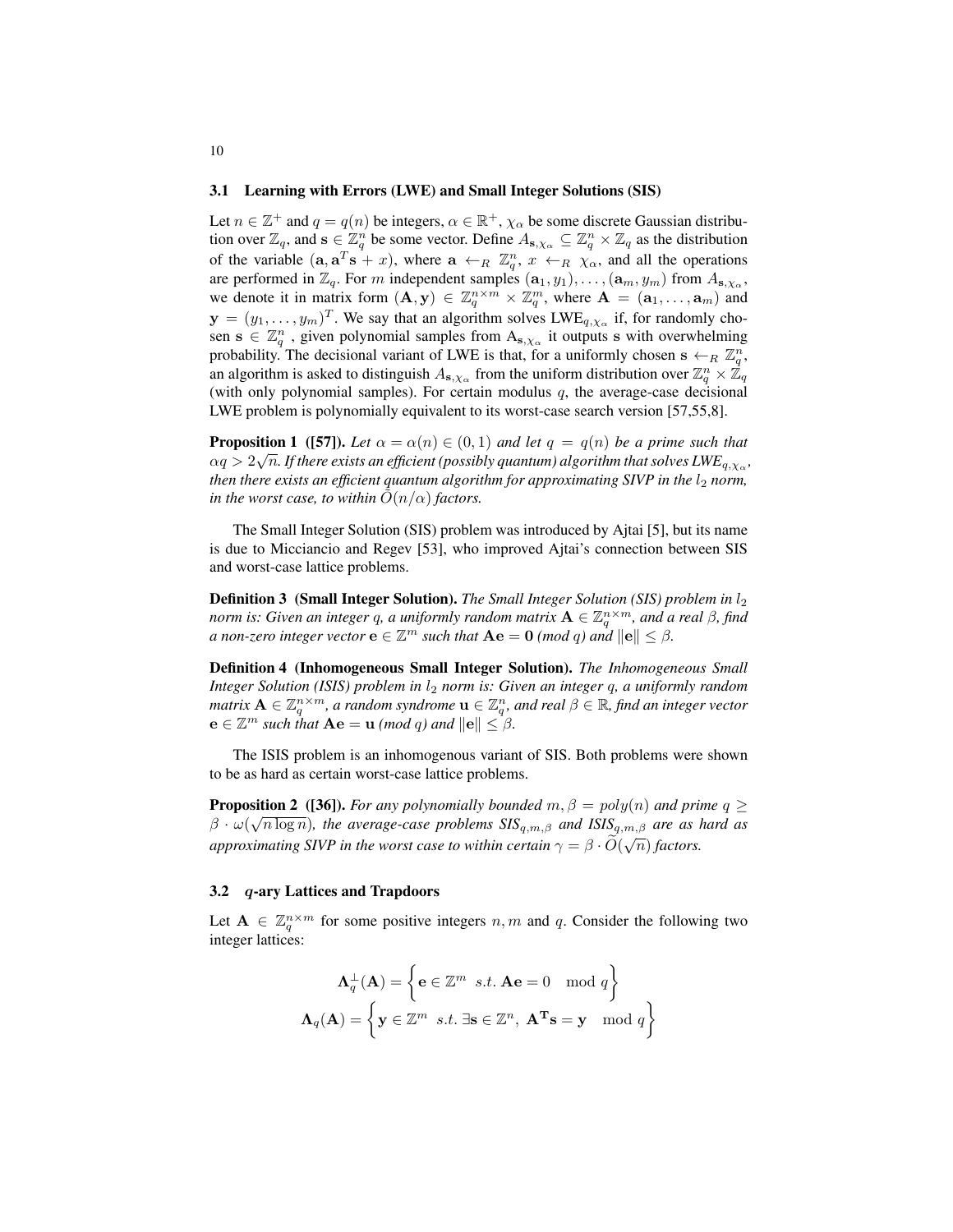### 3.1 Learning with Errors (LWE) and Small Integer Solutions (SIS)

Let $n \in \mathbb{Z}^+$ and $q = q(n)$ be integers, $\alpha \in \mathbb{R}^+$, $\chi_\alpha$ be some discrete Gaussian distribution over $\mathbb{Z}_q$, and $\mathbf{s} \in \mathbb{Z}_q^n$ be some vector. Define $A_{\mathbf{s},\chi_\alpha} \subseteq \mathbb{Z}_q^n \times \mathbb{Z}_q$ as the distribution of the variable $(\mathbf{a}, \mathbf{a}^T\mathbf{s} + x)$, where $\mathbf{a} \leftarrow_R \mathbb{Z}_q^n$, $x \leftarrow_R \chi_\alpha$, and all the operations are performed in $\mathbb{Z}_q$. For $m$ independent samples $(\mathbf{a}_1, y_1), \ldots, (\mathbf{a}_m, y_m)$ from $A_{\mathbf{s},\chi_\alpha}$, we denote it in matrix form $(\mathbf{A}, \mathbf{y}) \in \mathbb{Z}_q^{n\times m} \times \mathbb{Z}_q^m$, where $\mathbf{A} = (\mathbf{a}_1, \ldots, \mathbf{a}_m)$ and $\mathbf{y} = (y_1, \ldots, y_m)^T$. We say that an algorithm solves $\text{LWE}_{q,\chi_\alpha}$ if, for randomly chosen $\mathbf{s} \in \mathbb{Z}_q^n$ , given polynomial samples from $\text{A}_{\mathbf{s},\chi_\alpha}$ it outputs $\mathbf{s}$ with overwhelming probability. The decisional variant of LWE is that, for a uniformly chosen $\mathbf{s} \leftarrow_R \mathbb{Z}_q^n$, an algorithm is asked to distinguish $A_{\mathbf{s},\chi_\alpha}$ from the uniform distribution over $\mathbb{Z}_q^n \times \mathbb{Z}_q$ (with only polynomial samples). For certain modulus $q$, the average-case decisional LWE problem is polynomially equivalent to its worst-case search version [57,55,8].

**Proposition 1 ([57]).** *Let $\alpha = \alpha(n) \in (0, 1)$ and let $q = q(n)$ be a prime such that $\alpha q > 2\sqrt{n}$. If there exists an efficient (possibly quantum) algorithm that solves $\text{LWE}_{q,\chi_\alpha}$, then there exists an efficient quantum algorithm for approximating SIVP in the $l_2$ norm, in the worst case, to within $\tilde{O}(n/\alpha)$ factors.*

The Small Integer Solution (SIS) problem was introduced by Ajtai [5], but its name is due to Micciancio and Regev [53], who improved Ajtai's connection between SIS and worst-case lattice problems.

**Definition 3 (Small Integer Solution).** *The Small Integer Solution (SIS) problem in $l_2$ norm is: Given an integer $q$, a uniformly random matrix $\mathbf{A} \in \mathbb{Z}_q^{n\times m}$, and a real $\beta$, find a non-zero integer vector $\mathbf{e} \in \mathbb{Z}^m$ such that $\mathbf{A}\mathbf{e} = \mathbf{0}$ (mod $q$) and $\|\mathbf{e}\| \leq \beta$.*

**Definition 4 (Inhomogeneous Small Integer Solution).** *The Inhomogeneous Small Integer Solution (ISIS) problem in $l_2$ norm is: Given an integer $q$, a uniformly random matrix $\mathbf{A} \in \mathbb{Z}_q^{n\times m}$, a random syndrome $\mathbf{u} \in \mathbb{Z}_q^n$, and real $\beta \in \mathbb{R}$, find an integer vector $\mathbf{e} \in \mathbb{Z}^m$ such that $\mathbf{A}\mathbf{e} = \mathbf{u}$ (mod $q$) and $\|\mathbf{e}\| \leq \beta$.*

The ISIS problem is an inhomogenous variant of SIS. Both problems were shown to be as hard as certain worst-case lattice problems.

**Proposition 2 ([36]).** *For any polynomially bounded $m, \beta = poly(n)$ and prime $q \geq \beta \cdot \omega(\sqrt{n \log n})$, the average-case problems $\text{SIS}_{q,m,\beta}$ and $\text{ISIS}_{q,m,\beta}$ are as hard as approximating SIVP in the worst case to within certain $\gamma = \beta \cdot \tilde{O}(\sqrt{n})$ factors.*

### 3.2 $q$-ary Lattices and Trapdoors

Let $\mathbf{A} \in \mathbb{Z}_q^{n\times m}$ for some positive integers $n, m$ and $q$. Consider the following two integer lattices:

$$\mathbf{\Lambda}_q^\perp(\mathbf{A}) = \left\{ \mathbf{e} \in \mathbb{Z}^m \ \ s.t. \ \mathbf{A}\mathbf{e} = 0 \mod q \right\}$$

$$\mathbf{\Lambda}_q(\mathbf{A}) = \left\{ \mathbf{y} \in \mathbb{Z}^m \ \ s.t. \ \exists \mathbf{s} \in \mathbb{Z}^n, \ \mathbf{A}^{\mathbf{T}}\mathbf{s} = \mathbf{y} \mod q \right\}$$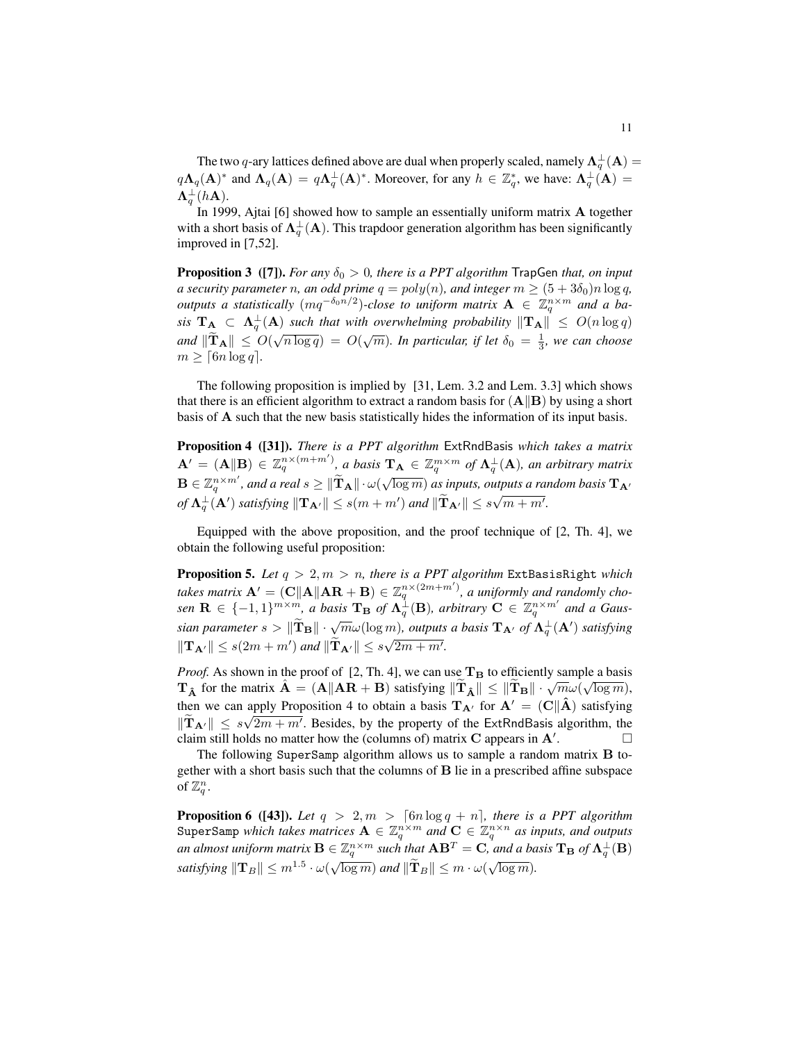The two $q$-ary lattices defined above are dual when properly scaled, namely $\mathbf{\Lambda}_q^{\perp}(\mathbf{A}) = q\mathbf{\Lambda}_q(\mathbf{A})^*$ and $\mathbf{\Lambda}_q(\mathbf{A}) = q\mathbf{\Lambda}_q^{\perp}(\mathbf{A})^*$. Moreover, for any $h \in \mathbb{Z}_q^*$, we have: $\mathbf{\Lambda}_q^{\perp}(\mathbf{A}) = \mathbf{\Lambda}_q^{\perp}(h\mathbf{A})$.

In 1999, Ajtai [6] showed how to sample an essentially uniform matrix $\mathbf{A}$ together with a short basis of $\mathbf{\Lambda}_q^{\perp}(\mathbf{A})$. This trapdoor generation algorithm has been significantly improved in [7,52].

**Proposition 3 ([7]).** *For any $\delta_0 > 0$, there is a PPT algorithm* TrapGen *that, on input a security parameter $n$, an odd prime $q = poly(n)$, and integer $m \geq (5 + 3\delta_0)n \log q$, outputs a statistically $(mq^{-\delta_0 n/2})$-close to uniform matrix $\mathbf{A} \in \mathbb{Z}_q^{n\times m}$ and a basis $\mathbf{T_A} \subset \mathbf{\Lambda}_q^{\perp}(\mathbf{A})$ such that with overwhelming probability $\|\mathbf{T_A}\| \leq O(n \log q)$ and $\|\widetilde{\mathbf{T}}_{\mathbf{A}}\| \leq O(\sqrt{n \log q}) = O(\sqrt{m})$. In particular, if let $\delta_0 = \frac{1}{3}$, we can choose $m \geq \lceil 6n \log q \rceil$.*

The following proposition is implied by [31, Lem. 3.2 and Lem. 3.3] which shows that there is an efficient algorithm to extract a random basis for $(\mathbf{A}\|\mathbf{B})$ by using a short basis of $\mathbf{A}$ such that the new basis statistically hides the information of its input basis.

**Proposition 4 ([31]).** *There is a PPT algorithm* ExtRndBasis *which takes a matrix $\mathbf{A}' = (\mathbf{A}\|\mathbf{B}) \in \mathbb{Z}_q^{n\times(m+m')}$, a basis $\mathbf{T_A} \in \mathbb{Z}_q^{m\times m}$ of $\mathbf{\Lambda}_q^{\perp}(\mathbf{A})$, an arbitrary matrix $\mathbf{B} \in \mathbb{Z}_q^{n\times m'}$, and a real $s \geq \|\widetilde{\mathbf{T}}_{\mathbf{A}}\| \cdot \omega(\sqrt{\log m})$ as inputs, outputs a random basis $\mathbf{T}_{\mathbf{A}'}$ of $\mathbf{\Lambda}_q^{\perp}(\mathbf{A}')$ satisfying $\|\mathbf{T}_{\mathbf{A}'}\| \leq s(m + m')$ and $\|\widetilde{\mathbf{T}}_{\mathbf{A}'}\| \leq s\sqrt{m + m'}$.*

Equipped with the above proposition, and the proof technique of [2, Th. 4], we obtain the following useful proposition:

**Proposition 5.** *Let $q > 2, m > n$, there is a PPT algorithm* `ExtBasisRight` *which takes matrix $\mathbf{A}' = (\mathbf{C}\|\mathbf{A}\|\mathbf{AR} + \mathbf{B}) \in \mathbb{Z}_q^{n\times(2m+m')}$, a uniformly and randomly chosen $\mathbf{R} \in \{-1, 1\}^{m\times m}$, a basis $\mathbf{T_B}$ of $\mathbf{\Lambda}_q^{\perp}(\mathbf{B})$, arbitrary $\mathbf{C} \in \mathbb{Z}_q^{n\times m'}$ and a Gaussian parameter $s > \|\widetilde{\mathbf{T}}_{\mathbf{B}}\| \cdot \sqrt{m}\omega(\log m)$, outputs a basis $\mathbf{T}_{\mathbf{A}'}$ of $\mathbf{\Lambda}_q^{\perp}(\mathbf{A}')$ satisfying $\|\mathbf{T}_{\mathbf{A}'}\| \leq s(2m + m')$ and $\|\widetilde{\mathbf{T}}_{\mathbf{A}'}\| \leq s\sqrt{2m + m'}$.*

*Proof.* As shown in the proof of [2, Th. 4], we can use $\mathbf{T_B}$ to efficiently sample a basis $\mathbf{T}_{\hat{\mathbf{A}}}$ for the matrix $\hat{\mathbf{A}} = (\mathbf{A}\|\mathbf{AR} + \mathbf{B})$ satisfying $\|\widetilde{\mathbf{T}}_{\hat{\mathbf{A}}}\| \leq \|\widetilde{\mathbf{T}}_{\mathbf{B}}\| \cdot \sqrt{m}\omega(\sqrt{\log m})$, then we can apply Proposition 4 to obtain a basis $\mathbf{T}_{\mathbf{A}'}$ for $\mathbf{A}' = (\mathbf{C}\|\hat{\mathbf{A}})$ satisfying $\|\widetilde{\mathbf{T}}_{\mathbf{A}'}\| \leq s\sqrt{2m + m'}$. Besides, by the property of the ExtRndBasis algorithm, the claim still holds no matter how the (columns of) matrix $\mathbf{C}$ appears in $\mathbf{A}'$. □

The following `SuperSamp` algorithm allows us to sample a random matrix $\mathbf{B}$ together with a short basis such that the columns of $\mathbf{B}$ lie in a prescribed affine subspace of $\mathbb{Z}_q^n$.

**Proposition 6 ([43]).** *Let $q > 2, m > \lceil 6n \log q + n \rceil$, there is a PPT algorithm* `SuperSamp` *which takes matrices $\mathbf{A} \in \mathbb{Z}_q^{n\times m}$ and $\mathbf{C} \in \mathbb{Z}_q^{n\times n}$ as inputs, and outputs an almost uniform matrix $\mathbf{B} \in \mathbb{Z}_q^{n\times m}$ such that $\mathbf{AB}^T = \mathbf{C}$, and a basis $\mathbf{T_B}$ of $\mathbf{\Lambda}_q^{\perp}(\mathbf{B})$ satisfying $\|\mathbf{T}_B\| \leq m^{1.5} \cdot \omega(\sqrt{\log m})$ and $\|\widetilde{\mathbf{T}}_B\| \leq m \cdot \omega(\sqrt{\log m})$.*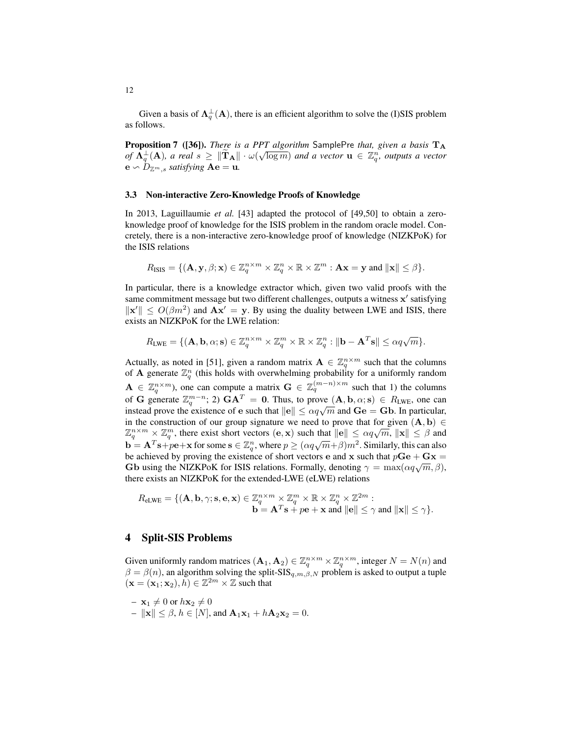Given a basis of $\Lambda_q^\perp(\mathbf{A})$, there is an efficient algorithm to solve the (I)SIS problem as follows.

**Proposition 7 ([36]).** *There is a PPT algorithm* SamplePre *that, given a basis* $\mathbf{T_A}$ *of* $\Lambda_q^\perp(\mathbf{A})$*, a real* $s \geq \|\widetilde{\mathbf{T}}_\mathbf{A}\| \cdot \omega(\sqrt{\log m})$ *and a vector* $\mathbf{u} \in \mathbb{Z}_q^n$*, outputs a vector* $\mathbf{e} \backsim D_{\mathbb{Z}^m,s}$ *satisfying* $\mathbf{Ae} = \mathbf{u}$*.*

### 3.3 Non-interactive Zero-Knowledge Proofs of Knowledge

In 2013, Laguillaumie *et al.* [43] adapted the protocol of [49,50] to obtain a zero-knowledge proof of knowledge for the ISIS problem in the random oracle model. Concretely, there is a non-interactive zero-knowledge proof of knowledge (NIZKPoK) for the ISIS relations

$$R_{\text{ISIS}} = \{(\mathbf{A}, \mathbf{y}, \beta; \mathbf{x}) \in \mathbb{Z}_q^{n\times m} \times \mathbb{Z}_q^n \times \mathbb{R} \times \mathbb{Z}^m : \mathbf{Ax} = \mathbf{y} \text{ and } \|\mathbf{x}\| \leq \beta\}.$$

In particular, there is a knowledge extractor which, given two valid proofs with the same commitment message but two different challenges, outputs a witness $\mathbf{x}'$ satisfying $\|\mathbf{x}'\| \leq O(\beta m^2)$ and $\mathbf{Ax}' = \mathbf{y}$. By using the duality between LWE and ISIS, there exists an NIZKPoK for the LWE relation:

$$R_{\text{LWE}} = \{(\mathbf{A}, \mathbf{b}, \alpha; \mathbf{s}) \in \mathbb{Z}_q^{n\times m} \times \mathbb{Z}_q^m \times \mathbb{R} \times \mathbb{Z}_q^n : \|\mathbf{b} - \mathbf{A}^T\mathbf{s}\| \leq \alpha q\sqrt{m}\}.$$

Actually, as noted in [51], given a random matrix $\mathbf{A} \in \mathbb{Z}_q^{n\times m}$ such that the columns of $\mathbf{A}$ generate $\mathbb{Z}_q^n$ (this holds with overwhelming probability for a uniformly random $\mathbf{A} \in \mathbb{Z}_q^{n\times m}$), one can compute a matrix $\mathbf{G} \in \mathbb{Z}_q^{(m-n)\times m}$ such that 1) the columns of $\mathbf{G}$ generate $\mathbb{Z}_q^{m-n}$; 2) $\mathbf{GA}^T = \mathbf{0}$. Thus, to prove $(\mathbf{A}, \mathbf{b}, \alpha; \mathbf{s}) \in R_{\text{LWE}}$, one can instead prove the existence of $\mathbf{e}$ such that $\|\mathbf{e}\| \leq \alpha q\sqrt{m}$ and $\mathbf{Ge} = \mathbf{Gb}$. In particular, in the construction of our group signature we need to prove that for given $(\mathbf{A}, \mathbf{b}) \in \mathbb{Z}_q^{n\times m} \times \mathbb{Z}_q^m$, there exist short vectors $(\mathbf{e}, \mathbf{x})$ such that $\|\mathbf{e}\| \leq \alpha q\sqrt{m}$, $\|\mathbf{x}\| \leq \beta$ and $\mathbf{b} = \mathbf{A}^T\mathbf{s} + p\mathbf{e} + \mathbf{x}$ for some $\mathbf{s} \in \mathbb{Z}_q^n$, where $p \geq (\alpha q\sqrt{m} + \beta)m^2$. Similarly, this can also be achieved by proving the existence of short vectors $\mathbf{e}$ and $\mathbf{x}$ such that $p\mathbf{Ge} + \mathbf{Gx} = \mathbf{Gb}$ using the NIZKPoK for ISIS relations. Formally, denoting $\gamma = \max(\alpha q\sqrt{m}, \beta)$, there exists an NIZKPoK for the extended-LWE (eLWE) relations

$$\begin{aligned} R_{\text{eLWE}} = \{(\mathbf{A}, \mathbf{b}, \gamma; \mathbf{s}, \mathbf{e}, \mathbf{x}) \in \mathbb{Z}_q^{n\times m} \times \mathbb{Z}_q^m \times \mathbb{R} \times \mathbb{Z}_q^n \times \mathbb{Z}^{2m} :\\ \mathbf{b} = \mathbf{A}^T\mathbf{s} + p\mathbf{e} + \mathbf{x} \text{ and } \|\mathbf{e}\| \leq \gamma \text{ and } \|\mathbf{x}\| \leq \gamma\}. \end{aligned}$$

## 4 Split-SIS Problems

Given uniformly random matrices $(\mathbf{A}_1, \mathbf{A}_2) \in \mathbb{Z}_q^{n\times m} \times \mathbb{Z}_q^{n\times m}$, integer $N = N(n)$ and $\beta = \beta(n)$, an algorithm solving the split-SIS$_{q,m,\beta,N}$ problem is asked to output a tuple $(\mathbf{x} = (\mathbf{x}_1; \mathbf{x}_2), h) \in \mathbb{Z}^{2m} \times \mathbb{Z}$ such that

- $\mathbf{x}_1 \neq 0$ or $h\mathbf{x}_2 \neq 0$
- $\|\mathbf{x}\| \leq \beta$, $h \in [N]$, and $\mathbf{A}_1\mathbf{x}_1 + h\mathbf{A}_2\mathbf{x}_2 = 0$.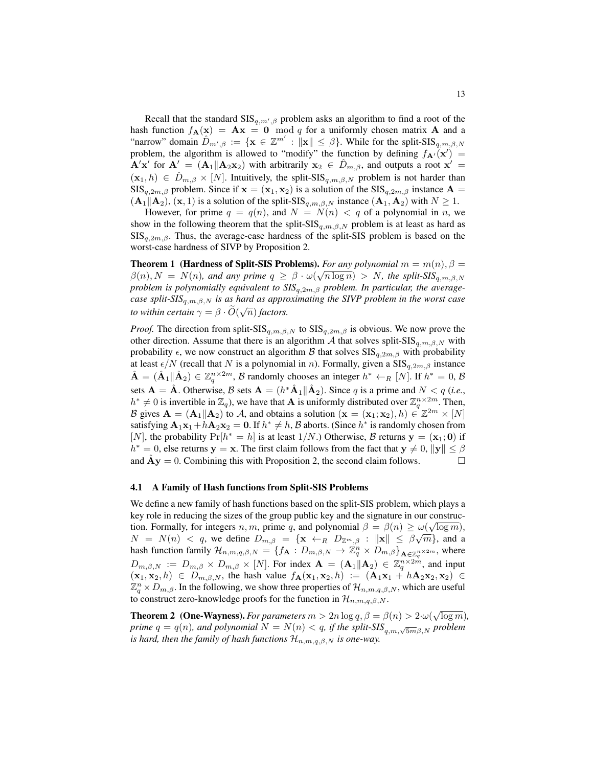Recall that the standard $\text{SIS}_{q,m',\beta}$ problem asks an algorithm to find a root of the hash function $f_{\mathbf{A}}(\mathbf{x}) = \mathbf{A}\mathbf{x} = \mathbf{0} \mod q$ for a uniformly chosen matrix $\mathbf{A}$ and a "narrow" domain $\hat{D}_{m',\beta} := \{\mathbf{x} \in \mathbb{Z}^{m'} : \|\mathbf{x}\| \leq \beta\}$. While for the split-$\text{SIS}_{q,m,\beta,N}$ problem, the algorithm is allowed to "modify" the function by defining $f_{\mathbf{A}'}(\mathbf{x}') = \mathbf{A}'\mathbf{x}'$ for $\mathbf{A}' = (\mathbf{A}_1 \| \mathbf{A}_2\mathbf{x}_2)$ with arbitrarily $\mathbf{x}_2 \in \hat{D}_{m,\beta}$, and outputs a root $\mathbf{x}' = (\mathbf{x}_1, h) \in \hat{D}_{m,\beta} \times [N]$. Intuitively, the split-$\text{SIS}_{q,m,\beta,N}$ problem is not harder than $\text{SIS}_{q,2m,\beta}$ problem. Since if $\mathbf{x} = (\mathbf{x}_1, \mathbf{x}_2)$ is a solution of the $\text{SIS}_{q,2m,\beta}$ instance $\mathbf{A} = (\mathbf{A}_1 \| \mathbf{A}_2)$, $(\mathbf{x}, 1)$ is a solution of the split-$\text{SIS}_{q,m,\beta,N}$ instance $(\mathbf{A}_1, \mathbf{A}_2)$ with $N \geq 1$.

However, for prime $q = q(n)$, and $N = N(n) < q$ of a polynomial in $n$, we show in the following theorem that the split-$\text{SIS}_{q,m,\beta,N}$ problem is at least as hard as $\text{SIS}_{q,2m,\beta}$. Thus, the average-case hardness of the split-SIS problem is based on the worst-case hardness of SIVP by Proposition 2.

**Theorem 1 (Hardness of Split-SIS Problems).** *For any polynomial $m = m(n), \beta = \beta(n), N = N(n)$, and any prime $q \geq \beta \cdot \omega(\sqrt{n \log n}) > N$, the split-$\text{SIS}_{q,m,\beta,N}$ problem is polynomially equivalent to $\text{SIS}_{q,2m,\beta}$ problem. In particular, the average-case split-$\text{SIS}_{q,m,\beta,N}$ is as hard as approximating the SIVP problem in the worst case to within certain $\gamma = \beta \cdot \widetilde{O}(\sqrt{n})$ factors.*

*Proof.* The direction from split-$\text{SIS}_{q,m,\beta,N}$ to $\text{SIS}_{q,2m,\beta}$ is obvious. We now prove the other direction. Assume that there is an algorithm $\mathcal{A}$ that solves split-$\text{SIS}_{q,m,\beta,N}$ with probability $\epsilon$, we now construct an algorithm $\mathcal{B}$ that solves $\text{SIS}_{q,2m,\beta}$ with probability at least $\epsilon/N$ (recall that $N$ is a polynomial in $n$). Formally, given a $\text{SIS}_{q,2m,\beta}$ instance $\hat{\mathbf{A}} = (\hat{\mathbf{A}}_1 \| \hat{\mathbf{A}}_2) \in \mathbb{Z}_q^{n \times 2m}$, $\mathcal{B}$ randomly chooses an integer $h^* \leftarrow_R [N]$. If $h^* = 0$, $\mathcal{B}$ sets $\mathbf{A} = \hat{\mathbf{A}}$. Otherwise, $\mathcal{B}$ sets $\mathbf{A} = (h^*\hat{\mathbf{A}}_1 \| \hat{\mathbf{A}}_2)$. Since $q$ is a prime and $N < q$ (*i.e.*, $h^* \neq 0$ is invertible in $\mathbb{Z}_q$), we have that $\mathbf{A}$ is uniformly distributed over $\mathbb{Z}_q^{n \times 2m}$. Then, $\mathcal{B}$ gives $\mathbf{A} = (\mathbf{A}_1 \| \mathbf{A}_2)$ to $\mathcal{A}$, and obtains a solution $(\mathbf{x} = (\mathbf{x}_1; \mathbf{x}_2), h) \in \mathbb{Z}^{2m} \times [N]$ satisfying $\mathbf{A}_1\mathbf{x}_1 + h\mathbf{A}_2\mathbf{x}_2 = \mathbf{0}$. If $h^* \neq h$, $\mathcal{B}$ aborts. (Since $h^*$ is randomly chosen from $[N]$, the probability $\Pr[h^* = h]$ is at least $1/N$.) Otherwise, $\mathcal{B}$ returns $\mathbf{y} = (\mathbf{x}_1; \mathbf{0})$ if $h^* = 0$, else returns $\mathbf{y} = \mathbf{x}$. The first claim follows from the fact that $\mathbf{y} \neq 0$, $\|\mathbf{y}\| \leq \beta$ and $\hat{\mathbf{A}}\mathbf{y} = 0$. Combining this with Proposition 2, the second claim follows. □

### 4.1 A Family of Hash functions from Split-SIS Problems

We define a new family of hash functions based on the split-SIS problem, which plays a key role in reducing the sizes of the group public key and the signature in our construction. Formally, for integers $n, m$, prime $q$, and polynomial $\beta = \beta(n) \geq \omega(\sqrt{\log m})$, $N = N(n) < q$, we define $D_{m,\beta} = \{\mathbf{x} \leftarrow_R D_{\mathbb{Z}^m,\beta} : \|\mathbf{x}\| \leq \beta\sqrt{m}\}$, and a hash function family $\mathcal{H}_{n,m,q,\beta,N} = \{f_{\mathbf{A}} : D_{m,\beta,N} \to \mathbb{Z}_q^n \times D_{m,\beta}\}_{\mathbf{A} \in \mathbb{Z}_q^{n \times 2m}}$, where $D_{m,\beta,N} := D_{m,\beta} \times D_{m,\beta} \times [N]$. For index $\mathbf{A} = (\mathbf{A}_1 \| \mathbf{A}_2) \in \mathbb{Z}_q^{n \times 2m}$, and input $(\mathbf{x}_1, \mathbf{x}_2, h) \in D_{m,\beta,N}$, the hash value $f_{\mathbf{A}}(\mathbf{x}_1, \mathbf{x}_2, h) := (\mathbf{A}_1\mathbf{x}_1 + h\mathbf{A}_2\mathbf{x}_2, \mathbf{x}_2) \in \mathbb{Z}_q^n \times D_{m,\beta}$. In the following, we show three properties of $\mathcal{H}_{n,m,q,\beta,N}$, which are useful to construct zero-knowledge proofs for the function in $\mathcal{H}_{n,m,q,\beta,N}$.

**Theorem 2 (One-Wayness).** *For parameters $m > 2n \log q, \beta = \beta(n) > 2 \cdot \omega(\sqrt{\log m})$, prime $q = q(n)$, and polynomial $N = N(n) < q$, if the split-$\text{SIS}_{q,m,\sqrt{5m}\beta,N}$ problem is hard, then the family of hash functions $\mathcal{H}_{n,m,q,\beta,N}$ is one-way.*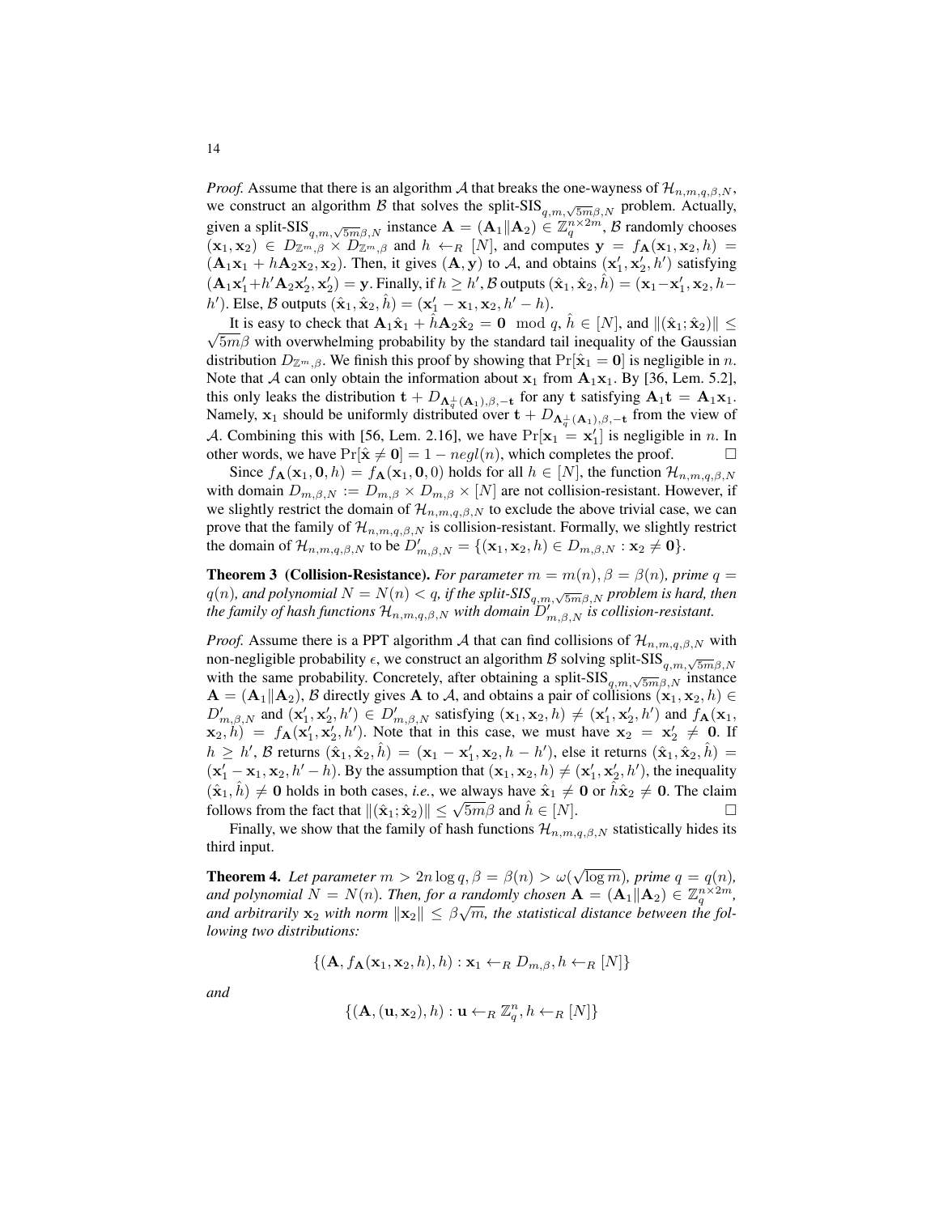*Proof.* Assume that there is an algorithm $\mathcal{A}$ that breaks the one-wayness of $\mathcal{H}_{n,m,q,\beta,N}$, we construct an algorithm $\mathcal{B}$ that solves the split-SIS$_{q,m,\sqrt{5m}\beta,N}$ problem. Actually, given a split-SIS$_{q,m,\sqrt{5m}\beta,N}$ instance $\mathbf{A} = (\mathbf{A}_1 \| \mathbf{A}_2) \in \mathbb{Z}_q^{n \times 2m}$, $\mathcal{B}$ randomly chooses $(\mathbf{x}_1, \mathbf{x}_2) \in D_{\mathbb{Z}^m,\beta} \times D_{\mathbb{Z}^m,\beta}$ and $h \leftarrow_R [N]$, and computes $\mathbf{y} = f_{\mathbf{A}}(\mathbf{x}_1, \mathbf{x}_2, h) = (\mathbf{A}_1\mathbf{x}_1 + h\mathbf{A}_2\mathbf{x}_2, \mathbf{x}_2)$. Then, it gives $(\mathbf{A}, \mathbf{y})$ to $\mathcal{A}$, and obtains $(\mathbf{x}_1', \mathbf{x}_2', h')$ satisfying $(\mathbf{A}_1\mathbf{x}_1' + h'\mathbf{A}_2\mathbf{x}_2', \mathbf{x}_2') = \mathbf{y}$. Finally, if $h \geq h'$, $\mathcal{B}$ outputs $(\hat{\mathbf{x}}_1, \hat{\mathbf{x}}_2, \hat{h}) = (\mathbf{x}_1 - \mathbf{x}_1', \mathbf{x}_2, h - h')$. Else, $\mathcal{B}$ outputs $(\hat{\mathbf{x}}_1, \hat{\mathbf{x}}_2, \hat{h}) = (\mathbf{x}_1' - \mathbf{x}_1, \mathbf{x}_2, h' - h)$.

It is easy to check that $\mathbf{A}_1\hat{\mathbf{x}}_1 + \hat{h}\mathbf{A}_2\hat{\mathbf{x}}_2 = \mathbf{0} \mod q$, $\hat{h} \in [N]$, and $\|(\hat{\mathbf{x}}_1; \hat{\mathbf{x}}_2)\| \leq \sqrt{5m}\beta$ with overwhelming probability by the standard tail inequality of the Gaussian distribution $D_{\mathbb{Z}^m,\beta}$. We finish this proof by showing that $\Pr[\hat{\mathbf{x}}_1 = \mathbf{0}]$ is negligible in $n$. Note that $\mathcal{A}$ can only obtain the information about $\mathbf{x}_1$ from $\mathbf{A}_1\mathbf{x}_1$. By [36, Lem. 5.2], this only leaks the distribution $\mathbf{t} + D_{\Lambda_q^\perp(\mathbf{A}_1),\beta,-\mathbf{t}}$ for any $\mathbf{t}$ satisfying $\mathbf{A}_1\mathbf{t} = \mathbf{A}_1\mathbf{x}_1$. Namely, $\mathbf{x}_1$ should be uniformly distributed over $\mathbf{t} + D_{\Lambda_q^\perp(\mathbf{A}_1),\beta,-\mathbf{t}}$ from the view of $\mathcal{A}$. Combining this with [56, Lem. 2.16], we have $\Pr[\mathbf{x}_1 = \mathbf{x}_1']$ is negligible in $n$. In other words, we have $\Pr[\hat{\mathbf{x}} \neq \mathbf{0}] = 1 - negl(n)$, which completes the proof. □

Since $f_{\mathbf{A}}(\mathbf{x}_1, \mathbf{0}, h) = f_{\mathbf{A}}(\mathbf{x}_1, \mathbf{0}, 0)$ holds for all $h \in [N]$, the function $\mathcal{H}_{n,m,q,\beta,N}$ with domain $D_{m,\beta,N} := D_{m,\beta} \times D_{m,\beta} \times [N]$ are not collision-resistant. However, if we slightly restrict the domain of $\mathcal{H}_{n,m,q,\beta,N}$ to exclude the above trivial case, we can prove that the family of $\mathcal{H}_{n,m,q,\beta,N}$ is collision-resistant. Formally, we slightly restrict the domain of $\mathcal{H}_{n,m,q,\beta,N}$ to be $D'_{m,\beta,N} = \{(\mathbf{x}_1, \mathbf{x}_2, h) \in D_{m,\beta,N} : \mathbf{x}_2 \neq \mathbf{0}\}$.

**Theorem 3 (Collision-Resistance).** *For parameter $m = m(n)$, $\beta = \beta(n)$, prime $q = q(n)$, and polynomial $N = N(n) < q$, if the split-SIS$_{q,m,\sqrt{5m}\beta,N}$ problem is hard, then the family of hash functions $\mathcal{H}_{n,m,q,\beta,N}$ with domain $D'_{m,\beta,N}$ is collision-resistant.*

*Proof.* Assume there is a PPT algorithm $\mathcal{A}$ that can find collisions of $\mathcal{H}_{n,m,q,\beta,N}$ with non-negligible probability $\epsilon$, we construct an algorithm $\mathcal{B}$ solving split-SIS$_{q,m,\sqrt{5m}\beta,N}$ with the same probability. Concretely, after obtaining a split-SIS$_{q,m,\sqrt{5m}\beta,N}$ instance $\mathbf{A} = (\mathbf{A}_1 \| \mathbf{A}_2)$, $\mathcal{B}$ directly gives $\mathbf{A}$ to $\mathcal{A}$, and obtains a pair of collisions $(\mathbf{x}_1, \mathbf{x}_2, h) \in D'_{m,\beta,N}$ and $(\mathbf{x}_1', \mathbf{x}_2', h') \in D'_{m,\beta,N}$ satisfying $(\mathbf{x}_1, \mathbf{x}_2, h) \neq (\mathbf{x}_1', \mathbf{x}_2', h')$ and $f_{\mathbf{A}}(\mathbf{x}_1, \mathbf{x}_2, h) = f_{\mathbf{A}}(\mathbf{x}_1', \mathbf{x}_2', h')$. Note that in this case, we must have $\mathbf{x}_2 = \mathbf{x}_2' \neq \mathbf{0}$. If $h \geq h'$, $\mathcal{B}$ returns $(\hat{\mathbf{x}}_1, \hat{\mathbf{x}}_2, \hat{h}) = (\mathbf{x}_1 - \mathbf{x}_1', \mathbf{x}_2, h - h')$, else it returns $(\hat{\mathbf{x}}_1, \hat{\mathbf{x}}_2, \hat{h}) = (\mathbf{x}_1' - \mathbf{x}_1, \mathbf{x}_2, h' - h)$. By the assumption that $(\mathbf{x}_1, \mathbf{x}_2, h) \neq (\mathbf{x}_1', \mathbf{x}_2', h')$, the inequality $(\hat{\mathbf{x}}_1, \hat{h}) \neq \mathbf{0}$ holds in both cases, *i.e.*, we always have $\hat{\mathbf{x}}_1 \neq \mathbf{0}$ or $\hat{h}\hat{\mathbf{x}}_2 \neq \mathbf{0}$. The claim follows from the fact that $\|(\hat{\mathbf{x}}_1; \hat{\mathbf{x}}_2)\| \leq \sqrt{5m}\beta$ and $\hat{h} \in [N]$. □

Finally, we show that the family of hash functions $\mathcal{H}_{n,m,q,\beta,N}$ statistically hides its third input.

**Theorem 4.** *Let parameter $m > 2n \log q$, $\beta = \beta(n) > \omega(\sqrt{\log m})$, prime $q = q(n)$, and polynomial $N = N(n)$. Then, for a randomly chosen $\mathbf{A} = (\mathbf{A}_1 \| \mathbf{A}_2) \in \mathbb{Z}_q^{n \times 2m}$, and arbitrarily $\mathbf{x}_2$ with norm $\|\mathbf{x}_2\| \leq \beta\sqrt{m}$, the statistical distance between the following two distributions:*

$$\{(\mathbf{A}, f_{\mathbf{A}}(\mathbf{x}_1, \mathbf{x}_2, h), h) : \mathbf{x}_1 \leftarrow_R D_{m,\beta}, h \leftarrow_R [N]\}$$

*and*

$$\{(\mathbf{A}, (\mathbf{u}, \mathbf{x}_2), h) : \mathbf{u} \leftarrow_R \mathbb{Z}_q^n, h \leftarrow_R [N]\}$$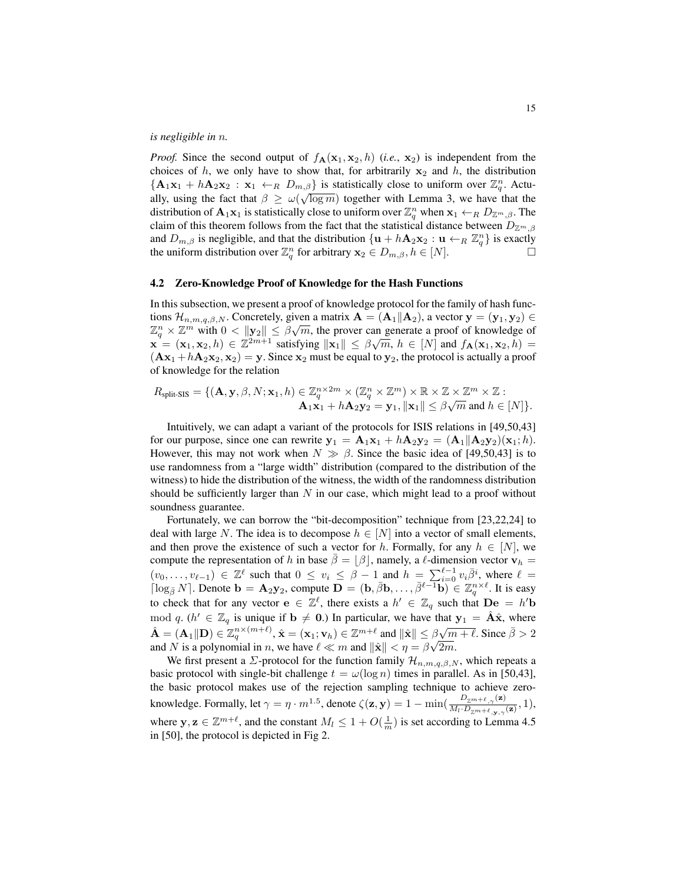*is negligible in* $n$.

*Proof.* Since the second output of $f_{\mathbf{A}}(\mathbf{x}_1, \mathbf{x}_2, h)$ (*i.e.*, $\mathbf{x}_2$) is independent from the choices of $h$, we only have to show that, for arbitrarily $\mathbf{x}_2$ and $h$, the distribution $\{\mathbf{A}_1\mathbf{x}_1 + h\mathbf{A}_2\mathbf{x}_2 : \mathbf{x}_1 \leftarrow_R D_{m,\beta}\}$ is statistically close to uniform over $\mathbb{Z}_q^n$. Actually, using the fact that $\beta \geq \omega(\sqrt{\log m})$ together with Lemma 3, we have that the distribution of $\mathbf{A}_1\mathbf{x}_1$ is statistically close to uniform over $\mathbb{Z}_q^n$ when $\mathbf{x}_1 \leftarrow_R D_{\mathbb{Z}^m,\beta}$. The claim of this theorem follows from the fact that the statistical distance between $D_{\mathbb{Z}^m,\beta}$ and $D_{m,\beta}$ is negligible, and that the distribution $\{\mathbf{u} + h\mathbf{A}_2\mathbf{x}_2 : \mathbf{u} \leftarrow_R \mathbb{Z}_q^n\}$ is exactly the uniform distribution over $\mathbb{Z}_q^n$ for arbitrary $\mathbf{x}_2 \in D_{m,\beta}, h \in [N]$. □

### 4.2 Zero-Knowledge Proof of Knowledge for the Hash Functions

In this subsection, we present a proof of knowledge protocol for the family of hash functions $\mathcal{H}_{n,m,q,\beta,N}$. Concretely, given a matrix $\mathbf{A} = (\mathbf{A}_1 \| \mathbf{A}_2)$, a vector $\mathbf{y} = (\mathbf{y}_1, \mathbf{y}_2) \in \mathbb{Z}_q^n \times \mathbb{Z}^m$ with $0 < \|\mathbf{y}_2\| \leq \beta\sqrt{m}$, the prover can generate a proof of knowledge of $\mathbf{x} = (\mathbf{x}_1, \mathbf{x}_2, h) \in \mathbb{Z}^{2m+1}$ satisfying $\|\mathbf{x}_1\| \leq \beta\sqrt{m}$, $h \in [N]$ and $f_{\mathbf{A}}(\mathbf{x}_1, \mathbf{x}_2, h) = (\mathbf{A}\mathbf{x}_1 + h\mathbf{A}_2\mathbf{x}_2, \mathbf{x}_2) = \mathbf{y}$. Since $\mathbf{x}_2$ must be equal to $\mathbf{y}_2$, the protocol is actually a proof of knowledge for the relation

$$R_{\text{split-SIS}} = \{(\mathbf{A}, \mathbf{y}, \beta, N; \mathbf{x}_1, h) \in \mathbb{Z}_q^{n\times 2m} \times (\mathbb{Z}_q^n \times \mathbb{Z}^m) \times \mathbb{R} \times \mathbb{Z} \times \mathbb{Z}^m \times \mathbb{Z} : \\ \mathbf{A}_1\mathbf{x}_1 + h\mathbf{A}_2\mathbf{y}_2 = \mathbf{y}_1, \|\mathbf{x}_1\| \leq \beta\sqrt{m} \text{ and } h \in [N]\}.$$

Intuitively, we can adapt a variant of the protocols for ISIS relations in [49,50,43] for our purpose, since one can rewrite $\mathbf{y}_1 = \mathbf{A}_1\mathbf{x}_1 + h\mathbf{A}_2\mathbf{y}_2 = (\mathbf{A}_1 \| \mathbf{A}_2\mathbf{y}_2)(\mathbf{x}_1; h)$. However, this may not work when $N \gg \beta$. Since the basic idea of [49,50,43] is to use randomness from a "large width" distribution (compared to the distribution of the witness) to hide the distribution of the witness, the width of the randomness distribution should be sufficiently larger than $N$ in our case, which might lead to a proof without soundness guarantee.

Fortunately, we can borrow the "bit-decomposition" technique from [23,22,24] to deal with large $N$. The idea is to decompose $h \in [N]$ into a vector of small elements, and then prove the existence of such a vector for $h$. Formally, for any $h \in [N]$, we compute the representation of $h$ in base $\bar{\beta} = \lfloor \beta \rfloor$, namely, a $\ell$-dimension vector $\mathbf{v}_h = (v_0, \ldots, v_{\ell-1}) \in \mathbb{Z}^\ell$ such that $0 \leq v_i \leq \beta - 1$ and $h = \sum_{i=0}^{\ell-1} v_i \bar{\beta}^i$, where $\ell = \lceil \log_{\bar{\beta}} N \rceil$. Denote $\mathbf{b} = \mathbf{A}_2\mathbf{y}_2$, compute $\mathbf{D} = (\mathbf{b}, \bar{\beta}\mathbf{b}, \ldots, \bar{\beta}^{\ell-1}\mathbf{b}) \in \mathbb{Z}_q^{n\times\ell}$. It is easy to check that for any vector $\mathbf{e} \in \mathbb{Z}^\ell$, there exists a $h' \in \mathbb{Z}_q$ such that $\mathbf{D}\mathbf{e} = h'\mathbf{b} \mod q$. ($h' \in \mathbb{Z}_q$ is unique if $\mathbf{b} \neq \mathbf{0}$.) In particular, we have that $\mathbf{y}_1 = \hat{\mathbf{A}}\hat{\mathbf{x}}$, where $\hat{\mathbf{A}} = (\mathbf{A}_1 \| \mathbf{D}) \in \mathbb{Z}_q^{n\times(m+\ell)}$, $\hat{\mathbf{x}} = (\mathbf{x}_1; \mathbf{v}_h) \in \mathbb{Z}^{m+\ell}$ and $\|\hat{\mathbf{x}}\| \leq \beta\sqrt{m+\ell}$. Since $\bar{\beta} > 2$ and $N$ is a polynomial in $n$, we have $\ell \ll m$ and $\|\hat{\mathbf{x}}\| < \eta = \beta\sqrt{2m}$.

We first present a $\Sigma$-protocol for the function family $\mathcal{H}_{n,m,q,\beta,N}$, which repeats a basic protocol with single-bit challenge $t = \omega(\log n)$ times in parallel. As in [50,43], the basic protocol makes use of the rejection sampling technique to achieve zero-knowledge. Formally, let $\gamma = \eta \cdot m^{1.5}$, denote $\zeta(\mathbf{z}, \mathbf{y}) = 1 - \min(\frac{D_{\mathbb{Z}^{m+\ell},\gamma}(\mathbf{z})}{M_l \cdot D_{\mathbb{Z}^{m+\ell},\mathbf{y},\gamma}(\mathbf{z})}, 1)$, where $\mathbf{y}, \mathbf{z} \in \mathbb{Z}^{m+\ell}$, and the constant $M_l \leq 1 + O(\frac{1}{m})$ is set according to Lemma 4.5 in [50], the protocol is depicted in Fig 2.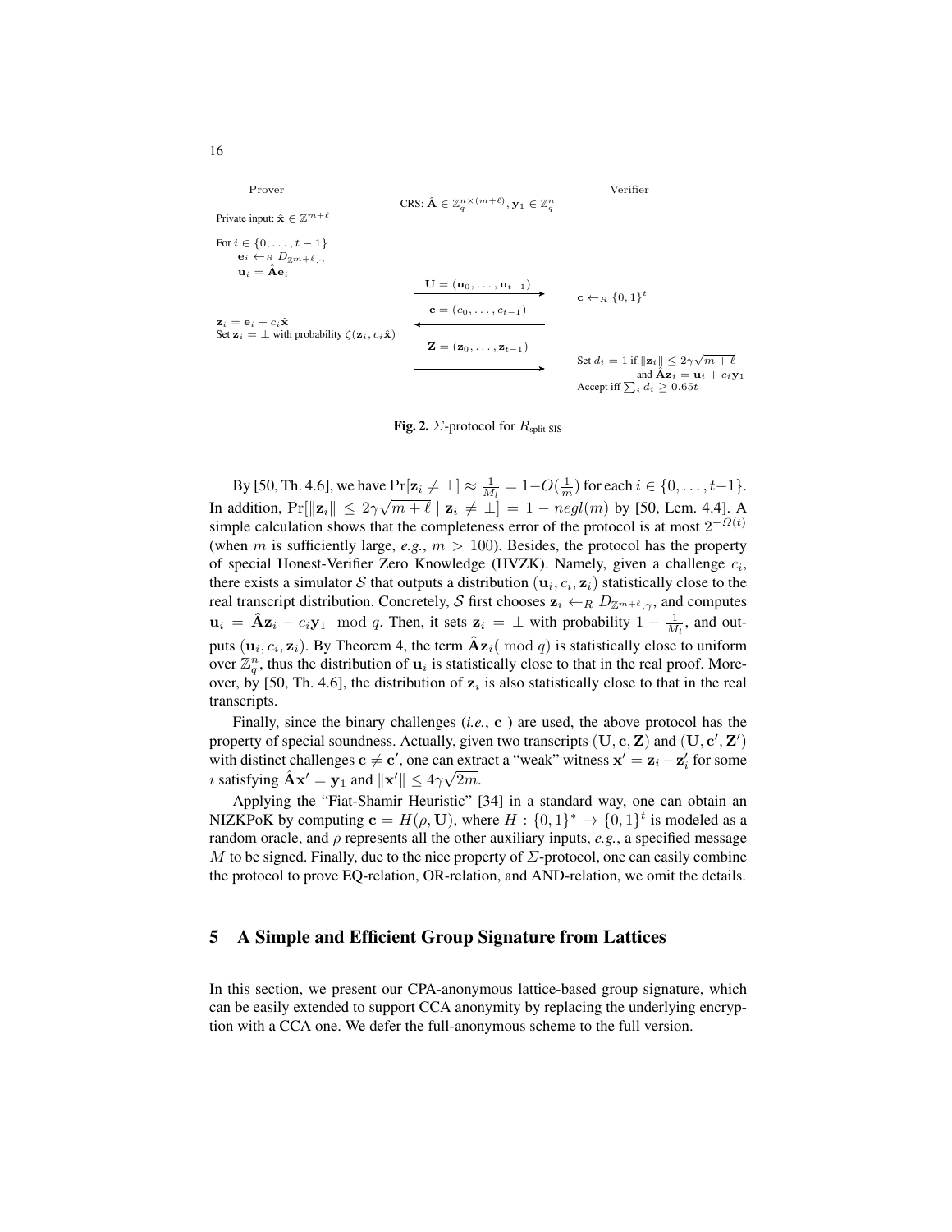| Prover | | Verifier |
|---|---|---|
| | CRS: $\hat{\mathbf{A}} \in \mathbb{Z}_q^{n\times(m+\ell)}, \mathbf{y}_1 \in \mathbb{Z}_q^n$ | |
| Private input: $\hat{\mathbf{x}} \in \mathbb{Z}^{m+\ell}$ | | |
| For $i \in \{0,\ldots,t-1\}$ <br> $\mathbf{e}_i \leftarrow_R D_{\mathbb{Z}^{m+\ell},\gamma}$ <br> $\mathbf{u}_i = \hat{\mathbf{A}}\mathbf{e}_i$ | | |
| | $\mathbf{U} = (\mathbf{u}_0,\ldots,\mathbf{u}_{t-1})$ $\longrightarrow$ | $\mathbf{c} \leftarrow_R \{0,1\}^t$ |
| | $\longleftarrow$ $\mathbf{c} = (c_0,\ldots,c_{t-1})$ | |
| $\mathbf{z}_i = \mathbf{e}_i + c_i\hat{\mathbf{x}}$ <br> Set $\mathbf{z}_i = \perp$ with probability $\zeta(\mathbf{z}_i, c_i\hat{\mathbf{x}})$ | | |
| | $\mathbf{Z} = (\mathbf{z}_0,\ldots,\mathbf{z}_{t-1})$ $\longrightarrow$ | Set $d_i = 1$ if $\|\mathbf{z}_i\| \le 2\gamma\sqrt{m+\ell}$ and $\hat{\mathbf{A}}\mathbf{z}_i = \mathbf{u}_i + c_i\mathbf{y}_1$ <br> Accept iff $\sum_i d_i \ge 0.65t$ |

**Fig. 2.** $\Sigma$-protocol for $R_{\text{split-SIS}}$

By [50, Th. 4.6], we have $\Pr[\mathbf{z}_i \ne \perp] \approx \frac{1}{M_l} = 1-O(\frac{1}{m})$ for each $i \in \{0,\ldots,t-1\}$. In addition, $\Pr[\|\mathbf{z}_i\| \le 2\gamma\sqrt{m+\ell} \mid \mathbf{z}_i \ne \perp] = 1 - negl(m)$ by [50, Lem. 4.4]. A simple calculation shows that the completeness error of the protocol is at most $2^{-\Omega(t)}$ (when $m$ is sufficiently large, *e.g.*, $m > 100$). Besides, the protocol has the property of special Honest-Verifier Zero Knowledge (HVZK). Namely, given a challenge $c_i$, there exists a simulator $\mathcal{S}$ that outputs a distribution $(\mathbf{u}_i, c_i, \mathbf{z}_i)$ statistically close to the real transcript distribution. Concretely, $\mathcal{S}$ first chooses $\mathbf{z}_i \leftarrow_R D_{\mathbb{Z}^{m+\ell},\gamma}$, and computes $\mathbf{u}_i = \hat{\mathbf{A}}\mathbf{z}_i - c_i\mathbf{y}_1 \mod q$. Then, it sets $\mathbf{z}_i = \perp$ with probability $1 - \frac{1}{M_l}$, and outputs $(\mathbf{u}_i, c_i, \mathbf{z}_i)$. By Theorem 4, the term $\hat{\mathbf{A}}\mathbf{z}_i (\mod q)$ is statistically close to uniform over $\mathbb{Z}_q^n$, thus the distribution of $\mathbf{u}_i$ is statistically close to that in the real proof. Moreover, by [50, Th. 4.6], the distribution of $\mathbf{z}_i$ is also statistically close to that in the real transcripts.

Finally, since the binary challenges (*i.e.*, $\mathbf{c}$ ) are used, the above protocol has the property of special soundness. Actually, given two transcripts $(\mathbf{U}, \mathbf{c}, \mathbf{Z})$ and $(\mathbf{U}, \mathbf{c}', \mathbf{Z}')$ with distinct challenges $\mathbf{c} \ne \mathbf{c}'$, one can extract a "weak" witness $\mathbf{x}' = \mathbf{z}_i - \mathbf{z}_i'$ for some $i$ satisfying $\hat{\mathbf{A}}\mathbf{x}' = \mathbf{y}_1$ and $\|\mathbf{x}'\| \le 4\gamma\sqrt{2m}$.

Applying the "Fiat-Shamir Heuristic" [34] in a standard way, one can obtain an NIZKPoK by computing $\mathbf{c} = H(\rho, \mathbf{U})$, where $H : \{0,1\}^* \to \{0,1\}^t$ is modeled as a random oracle, and $\rho$ represents all the other auxiliary inputs, *e.g.*, a specified message $M$ to be signed. Finally, due to the nice property of $\Sigma$-protocol, one can easily combine the protocol to prove EQ-relation, OR-relation, and AND-relation, we omit the details.

## 5 A Simple and Efficient Group Signature from Lattices

In this section, we present our CPA-anonymous lattice-based group signature, which can be easily extended to support CCA anonymity by replacing the underlying encryption with a CCA one. We defer the full-anonymous scheme to the full version.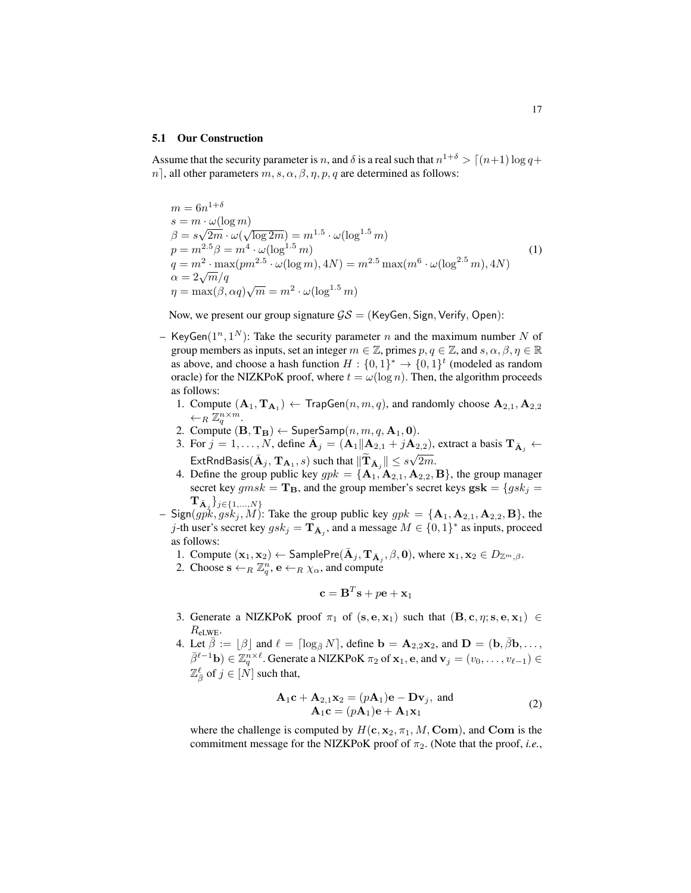### 5.1 Our Construction

Assume that the security parameter is $n$, and $\delta$ is a real such that $n^{1+\delta} > \lceil (n+1)\log q + n \rceil$, all other parameters $m, s, \alpha, \beta, \eta, p, q$ are determined as follows:

$$
\begin{aligned}
& m = 6n^{1+\delta} \\
& s = m \cdot \omega(\log m) \\
& \beta = s\sqrt{2m} \cdot \omega(\sqrt{\log 2m}) = m^{1.5} \cdot \omega(\log^{1.5} m) \\
& p = m^{2.5}\beta = m^4 \cdot \omega(\log^{1.5} m) \\
& q = m^2 \cdot \max(pm^{2.5} \cdot \omega(\log m), 4N) = m^{2.5} \max(m^6 \cdot \omega(\log^{2.5} m), 4N) \\
& \alpha = 2\sqrt{m}/q \\
& \eta = \max(\beta, \alpha q)\sqrt{m} = m^2 \cdot \omega(\log^{1.5} m)
\end{aligned}
\qquad (1)
$$

Now, we present our group signature $\mathcal{GS} = (\mathsf{KeyGen}, \mathsf{Sign}, \mathsf{Verify}, \mathsf{Open})$:

- $\mathsf{KeyGen}(1^n, 1^N)$: Take the security parameter $n$ and the maximum number $N$ of group members as inputs, set an integer $m \in \mathbb{Z}$, primes $p, q \in \mathbb{Z}$, and $s, \alpha, \beta, \eta \in \mathbb{R}$ as above, and choose a hash function $H : \{0,1\}^* \to \{0,1\}^t$ (modeled as random oracle) for the NIZKPoK proof, where $t = \omega(\log n)$. Then, the algorithm proceeds as follows:
  1. Compute $(\mathbf{A}_1, \mathbf{T}_{\mathbf{A}_1}) \leftarrow \mathsf{TrapGen}(n, m, q)$, and randomly choose $\mathbf{A}_{2,1}, \mathbf{A}_{2,2} \leftarrow_R \mathbb{Z}_q^{n \times m}$.
  2. Compute $(\mathbf{B}, \mathbf{T}_{\mathbf{B}}) \leftarrow \mathsf{SuperSamp}(n, m, q, \mathbf{A}_1, \mathbf{0})$.
  3. For $j = 1, \ldots, N$, define $\bar{\mathbf{A}}_j = (\mathbf{A}_1 \| \mathbf{A}_{2,1} + j\mathbf{A}_{2,2})$, extract a basis $\mathbf{T}_{\bar{\mathbf{A}}_j} \leftarrow \mathsf{ExtRndBasis}(\bar{\mathbf{A}}_j, \mathbf{T}_{\mathbf{A}_1}, s)$ such that $\|\widetilde{\mathbf{T}}_{\bar{\mathbf{A}}_j}\| \le s\sqrt{2m}$.
  4. Define the group public key $gpk = \{\mathbf{A}_1, \mathbf{A}_{2,1}, \mathbf{A}_{2,2}, \mathbf{B}\}$, the group manager secret key $gmsk = \mathbf{T}_{\mathbf{B}}$, and the group member's secret keys $\mathbf{gsk} = \{gsk_j = \mathbf{T}_{\bar{\mathbf{A}}_j}\}_{j \in \{1,\ldots,N\}}$
- $\mathsf{Sign}(gpk, gsk_j, M)$: Take the group public key $gpk = \{\mathbf{A}_1, \mathbf{A}_{2,1}, \mathbf{A}_{2,2}, \mathbf{B}\}$, the $j$-th user's secret key $gsk_j = \mathbf{T}_{\bar{\mathbf{A}}_j}$, and a message $M \in \{0,1\}^*$ as inputs, proceed as follows:
  1. Compute $(\mathbf{x}_1, \mathbf{x}_2) \leftarrow \mathsf{SamplePre}(\bar{\mathbf{A}}_j, \mathbf{T}_{\bar{\mathbf{A}}_j}, \beta, \mathbf{0})$, where $\mathbf{x}_1, \mathbf{x}_2 \in D_{\mathbb{Z}^m,\beta}$.
  2. Choose $\mathbf{s} \leftarrow_R \mathbb{Z}_q^n$, $\mathbf{e} \leftarrow_R \chi_\alpha$, and compute
  $$\mathbf{c} = \mathbf{B}^T\mathbf{s} + p\mathbf{e} + \mathbf{x}_1$$
  3. Generate a NIZKPoK proof $\pi_1$ of $(\mathbf{s}, \mathbf{e}, \mathbf{x}_1)$ such that $(\mathbf{B}, \mathbf{c}, \eta; \mathbf{s}, \mathbf{e}, \mathbf{x}_1) \in R_{\text{eLWE}}$.
  4. Let $\bar{\beta} := \lfloor \beta \rfloor$ and $\ell = \lceil \log_{\bar{\beta}} N \rceil$, define $\mathbf{b} = \mathbf{A}_{2,2}\mathbf{x}_2$, and $\mathbf{D} = (\mathbf{b}, \bar{\beta}\mathbf{b}, \ldots, \bar{\beta}^{\ell-1}\mathbf{b}) \in \mathbb{Z}_q^{n \times \ell}$. Generate a NIZKPoK $\pi_2$ of $\mathbf{x}_1$, $\mathbf{e}$, and $\mathbf{v}_j = (v_0, \ldots, v_{\ell-1}) \in \mathbb{Z}_{\bar{\beta}}^{\ell}$ of $j \in [N]$ such that,
  $$
  \begin{aligned}
  \mathbf{A}_1\mathbf{c} + \mathbf{A}_{2,1}\mathbf{x}_2 &= (p\mathbf{A}_1)\mathbf{e} - \mathbf{D}\mathbf{v}_j, \text{ and} \\
  \mathbf{A}_1\mathbf{c} &= (p\mathbf{A}_1)\mathbf{e} + \mathbf{A}_1\mathbf{x}_1
  \end{aligned}
  \qquad (2)
  $$
  where the challenge is computed by $H(\mathbf{c}, \mathbf{x}_2, \pi_1, M, \mathbf{Com})$, and $\mathbf{Com}$ is the commitment message for the NIZKPoK proof of $\pi_2$. (Note that the proof, *i.e.*,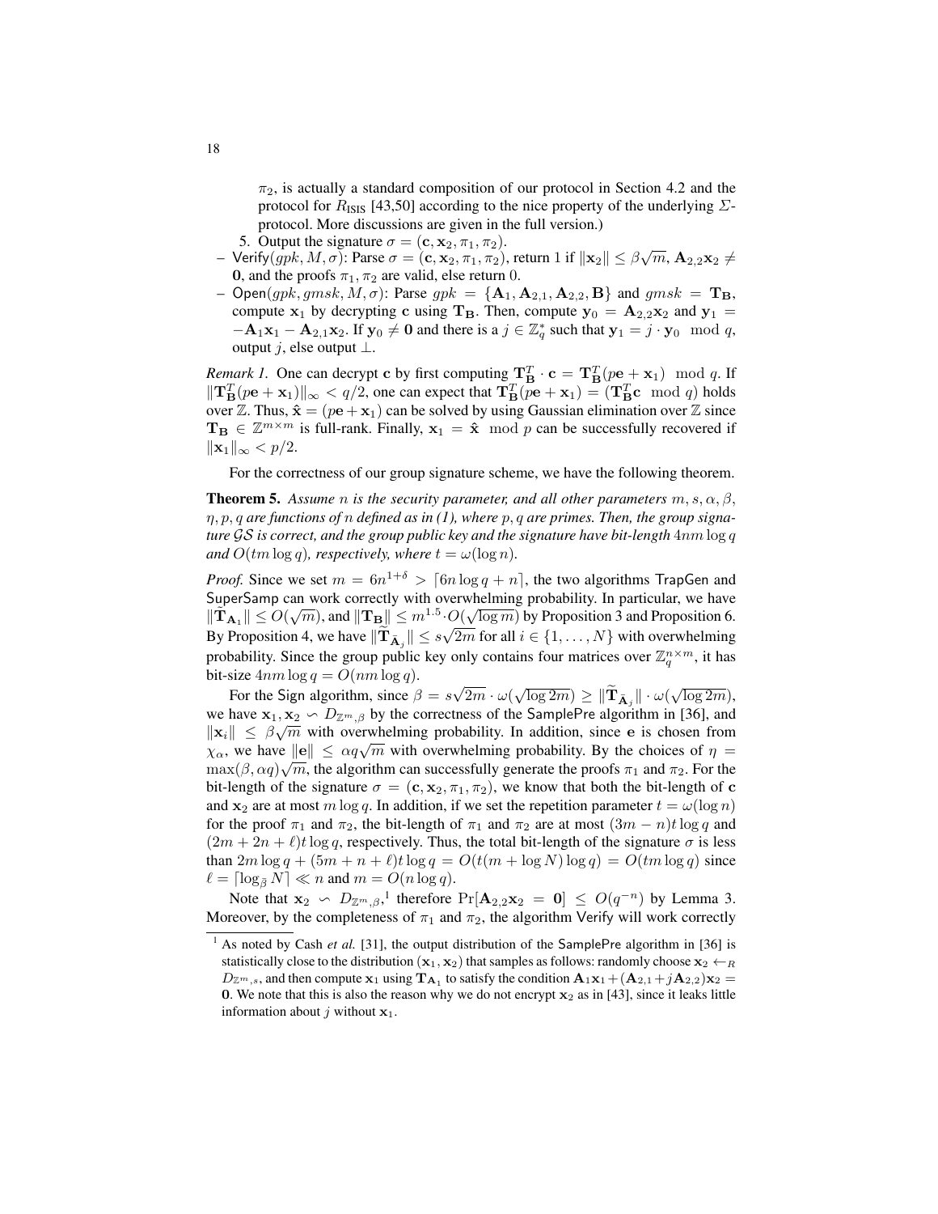$\pi_2$, is actually a standard composition of our protocol in Section 4.2 and the protocol for $R_{\text{ISIS}}$ [43,50] according to the nice property of the underlying $\Sigma$-protocol. More discussions are given in the full version.)

5. Output the signature $\sigma = (\mathbf{c}, \mathbf{x}_2, \pi_1, \pi_2)$.

- $\mathsf{Verify}(gpk, M, \sigma)$: Parse $\sigma = (\mathbf{c}, \mathbf{x}_2, \pi_1, \pi_2)$, return 1 if $\|\mathbf{x}_2\| \leq \beta\sqrt{m}$, $\mathbf{A}_{2,2}\mathbf{x}_2 \neq \mathbf{0}$, and the proofs $\pi_1, \pi_2$ are valid, else return 0.
- $\mathsf{Open}(gpk, gmsk, M, \sigma)$: Parse $gpk = \{\mathbf{A}_1, \mathbf{A}_{2,1}, \mathbf{A}_{2,2}, \mathbf{B}\}$ and $gmsk = \mathbf{T_B}$, compute $\mathbf{x}_1$ by decrypting $\mathbf{c}$ using $\mathbf{T_B}$. Then, compute $\mathbf{y}_0 = \mathbf{A}_{2,2}\mathbf{x}_2$ and $\mathbf{y}_1 = -\mathbf{A}_1\mathbf{x}_1 - \mathbf{A}_{2,1}\mathbf{x}_2$. If $\mathbf{y}_0 \neq \mathbf{0}$ and there is a $j \in \mathbb{Z}_q^*$ such that $\mathbf{y}_1 = j \cdot \mathbf{y}_0 \mod q$, output $j$, else output $\perp$.

*Remark 1.* One can decrypt $\mathbf{c}$ by first computing $\mathbf{T}_\mathbf{B}^T \cdot \mathbf{c} = \mathbf{T}_\mathbf{B}^T(p\mathbf{e} + \mathbf{x}_1) \mod q$. If $\|\mathbf{T}_\mathbf{B}^T(p\mathbf{e} + \mathbf{x}_1)\|_\infty < q/2$, one can expect that $\mathbf{T}_\mathbf{B}^T(p\mathbf{e} + \mathbf{x}_1) = (\mathbf{T}_\mathbf{B}^T\mathbf{c} \mod q)$ holds over $\mathbb{Z}$. Thus, $\hat{\mathbf{x}} = (p\mathbf{e} + \mathbf{x}_1)$ can be solved by using Gaussian elimination over $\mathbb{Z}$ since $\mathbf{T_B} \in \mathbb{Z}^{m \times m}$ is full-rank. Finally, $\mathbf{x}_1 = \hat{\mathbf{x}} \mod p$ can be successfully recovered if $\|\mathbf{x}_1\|_\infty < p/2$.

For the correctness of our group signature scheme, we have the following theorem.

**Theorem 5.** *Assume $n$ is the security parameter, and all other parameters $m, s, \alpha, \beta, \eta, p, q$ are functions of $n$ defined as in (1), where $p, q$ are primes. Then, the group signature $\mathcal{GS}$ is correct, and the group public key and the signature have bit-length $4nm\log q$ and $O(tm\log q)$, respectively, where $t = \omega(\log n)$.*

*Proof.* Since we set $m = 6n^{1+\delta} > \lceil 6n\log q + n\rceil$, the two algorithms $\mathsf{TrapGen}$ and $\mathsf{SuperSamp}$ can work correctly with overwhelming probability. In particular, we have $\|\widetilde{\mathbf{T}}_{\mathbf{A}_1}\| \leq O(\sqrt{m})$, and $\|\mathbf{T_B}\| \leq m^{1.5} \cdot O(\sqrt{\log m})$ by Proposition 3 and Proposition 6. By Proposition 4, we have $\|\widetilde{\mathbf{T}}_{\hat{\mathbf{A}}_i}\| \leq s\sqrt{2m}$ for all $i \in \{1, \ldots, N\}$ with overwhelming probability. Since the group public key only contains four matrices over $\mathbb{Z}_q^{n\times m}$, it has bit-size $4nm\log q = O(nm\log q)$.

For the $\mathsf{Sign}$ algorithm, since $\beta = s\sqrt{2m}\cdot\omega(\sqrt{\log 2m}) \geq \|\widetilde{\mathbf{T}}_{\hat{\mathbf{A}}_j}\| \cdot \omega(\sqrt{\log 2m})$, we have $\mathbf{x}_1, \mathbf{x}_2 \backsim D_{\mathbb{Z}^m,\beta}$ by the correctness of the $\mathsf{SamplePre}$ algorithm in [36], and $\|\mathbf{x}_i\| \leq \beta\sqrt{m}$ with overwhelming probability. In addition, since $\mathbf{e}$ is chosen from $\chi_\alpha$, we have $\|\mathbf{e}\| \leq \alpha q\sqrt{m}$ with overwhelming probability. By the choices of $\eta = \max(\beta, \alpha q)\sqrt{m}$, the algorithm can successfully generate the proofs $\pi_1$ and $\pi_2$. For the bit-length of the signature $\sigma = (\mathbf{c}, \mathbf{x}_2, \pi_1, \pi_2)$, we know that both the bit-length of $\mathbf{c}$ and $\mathbf{x}_2$ are at most $m\log q$. In addition, if we set the repetition parameter $t = \omega(\log n)$ for the proof $\pi_1$ and $\pi_2$, the bit-length of $\pi_1$ and $\pi_2$ are at most $(3m - n)t\log q$ and $(2m + 2n + \ell)t\log q$, respectively. Thus, the total bit-length of the signature $\sigma$ is less than $2m\log q + (5m + n + \ell)t\log q = O(t(m + \log N)\log q) = O(tm\log q)$ since $\ell = \lceil\log_{\tilde{\beta}} N\rceil \ll n$ and $m = O(n\log q)$.

Note that $\mathbf{x}_2 \backsim D_{\mathbb{Z}^m,\beta}$,[1] therefore $\Pr[\mathbf{A}_{2,2}\mathbf{x}_2 = \mathbf{0}] \leq O(q^{-n})$ by Lemma 3. Moreover, by the completeness of $\pi_1$ and $\pi_2$, the algorithm $\mathsf{Verify}$ will work correctly

[1] As noted by Cash *et al.* [31], the output distribution of the $\mathsf{SamplePre}$ algorithm in [36] is statistically close to the distribution $(\mathbf{x}_1, \mathbf{x}_2)$ that samples as follows: randomly choose $\mathbf{x}_2 \leftarrow_R D_{\mathbb{Z}^m,s}$, and then compute $\mathbf{x}_1$ using $\mathbf{T}_{\mathbf{A}_1}$ to satisfy the condition $\mathbf{A}_1\mathbf{x}_1 + (\mathbf{A}_{2,1} + j\mathbf{A}_{2,2})\mathbf{x}_2 = \mathbf{0}$. We note that this is also the reason why we do not encrypt $\mathbf{x}_2$ as in [43], since it leaks little information about $j$ without $\mathbf{x}_1$.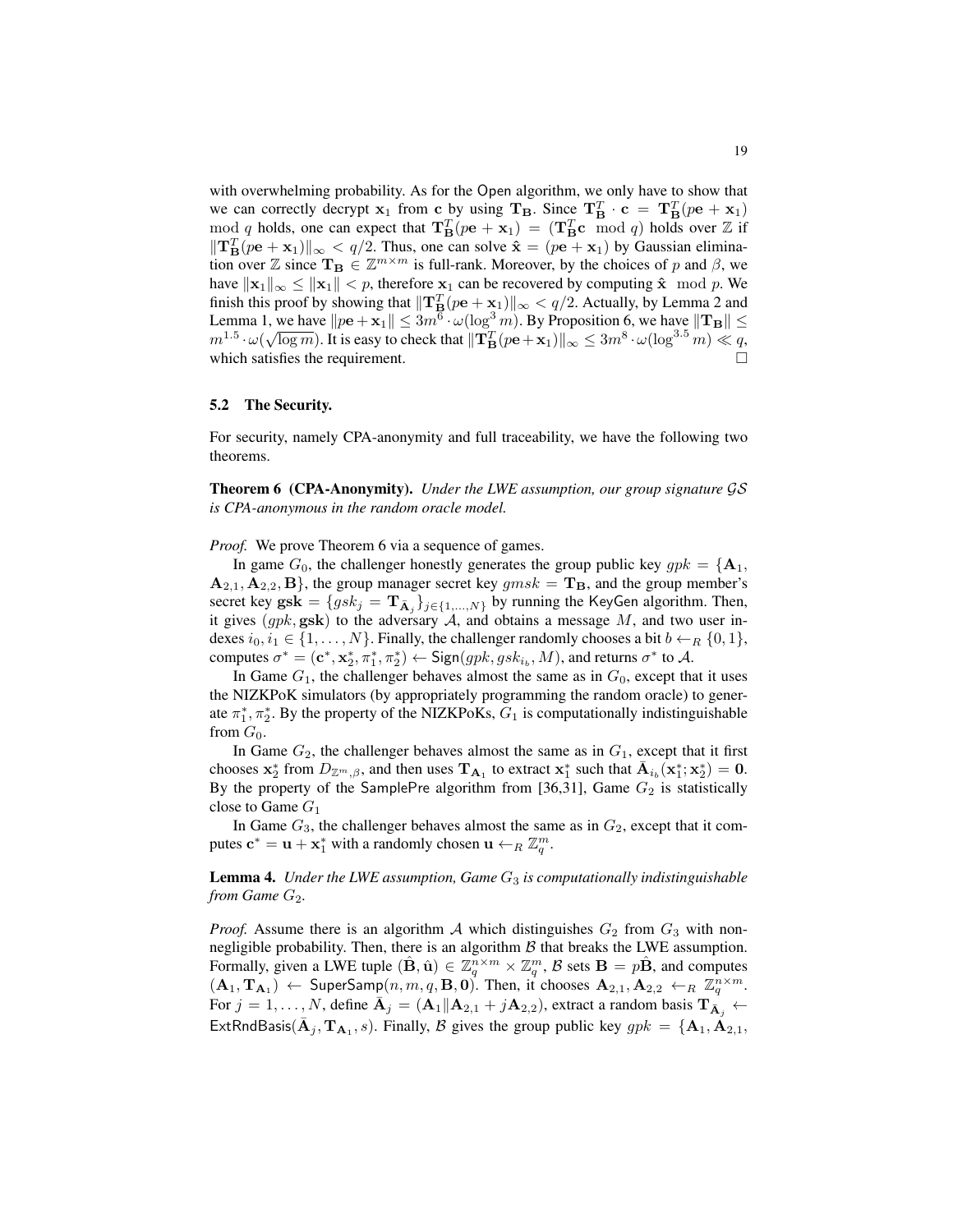with overwhelming probability. As for the Open algorithm, we only have to show that we can correctly decrypt $\mathbf{x}_1$ from $\mathbf{c}$ by using $\mathbf{T_B}$. Since $\mathbf{T}_\mathbf{B}^T \cdot \mathbf{c} = \mathbf{T}_\mathbf{B}^T(p\mathbf{e} + \mathbf{x}_1) \mod q$ holds, one can expect that $\mathbf{T}_\mathbf{B}^T(p\mathbf{e} + \mathbf{x}_1) = (\mathbf{T}_\mathbf{B}^T \mathbf{c} \mod q)$ holds over $\mathbb{Z}$ if $\|\mathbf{T}_\mathbf{B}^T(p\mathbf{e} + \mathbf{x}_1)\|_\infty < q/2$. Thus, one can solve $\hat{\mathbf{x}} = (p\mathbf{e} + \mathbf{x}_1)$ by Gaussian elimination over $\mathbb{Z}$ since $\mathbf{T_B} \in \mathbb{Z}^{m \times m}$ is full-rank. Moreover, by the choices of $p$ and $\beta$, we have $\|\mathbf{x}_1\|_\infty \leq \|\mathbf{x}_1\| < p$, therefore $\mathbf{x}_1$ can be recovered by computing $\hat{\mathbf{x}} \mod p$. We finish this proof by showing that $\|\mathbf{T}_\mathbf{B}^T(p\mathbf{e} + \mathbf{x}_1)\|_\infty < q/2$. Actually, by Lemma 2 and Lemma 1, we have $\|p\mathbf{e} + \mathbf{x}_1\| \leq 3m^6 \cdot \omega(\log^3 m)$. By Proposition 6, we have $\|\mathbf{T_B}\| \leq m^{1.5} \cdot \omega(\sqrt{\log m})$. It is easy to check that $\|\mathbf{T}_\mathbf{B}^T(p\mathbf{e} + \mathbf{x}_1)\|_\infty \leq 3m^8 \cdot \omega(\log^{3.5} m) \ll q$, which satisfies the requirement. □

### 5.2 The Security.

For security, namely CPA-anonymity and full traceability, we have the following two theorems.

**Theorem 6 (CPA-Anonymity).** *Under the LWE assumption, our group signature $\mathcal{GS}$ is CPA-anonymous in the random oracle model.*

*Proof.* We prove Theorem 6 via a sequence of games.

In game $G_0$, the challenger honestly generates the group public key $gpk = \{\mathbf{A}_1, \mathbf{A}_{2,1}, \mathbf{A}_{2,2}, \mathbf{B}\}$, the group manager secret key $gmsk = \mathbf{T_B}$, and the group member's secret key $\mathbf{gsk} = \{gsk_j = \mathbf{T}_{\bar{\mathbf{A}}_j}\}_{j \in \{1,\ldots,N\}}$ by running the KeyGen algorithm. Then, it gives $(gpk, \mathbf{gsk})$ to the adversary $\mathcal{A}$, and obtains a message $M$, and two user indexes $i_0, i_1 \in \{1, \ldots, N\}$. Finally, the challenger randomly chooses a bit $b \leftarrow_R \{0, 1\}$, computes $\sigma^* = (\mathbf{c}^*, \mathbf{x}_2^*, \pi_1^*, \pi_2^*) \leftarrow \mathsf{Sign}(gpk, gsk_{i_b}, M)$, and returns $\sigma^*$ to $\mathcal{A}$.

In Game $G_1$, the challenger behaves almost the same as in $G_0$, except that it uses the NIZKPoK simulators (by appropriately programming the random oracle) to generate $\pi_1^*, \pi_2^*$. By the property of the NIZKPoKs, $G_1$ is computationally indistinguishable from $G_0$.

In Game $G_2$, the challenger behaves almost the same as in $G_1$, except that it first chooses $\mathbf{x}_2^*$ from $D_{\mathbb{Z}^m,\beta}$, and then uses $\mathbf{T}_{\mathbf{A}_1}$ to extract $\mathbf{x}_1^*$ such that $\bar{\mathbf{A}}_{i_b}(\mathbf{x}_1^*; \mathbf{x}_2^*) = \mathbf{0}$. By the property of the SamplePre algorithm from [36,31], Game $G_2$ is statistically close to Game $G_1$

In Game $G_3$, the challenger behaves almost the same as in $G_2$, except that it computes $\mathbf{c}^* = \mathbf{u} + \mathbf{x}_1^*$ with a randomly chosen $\mathbf{u} \leftarrow_R \mathbb{Z}_q^m$.

**Lemma 4.** *Under the LWE assumption, Game $G_3$ is computationally indistinguishable from Game $G_2$.*

*Proof.* Assume there is an algorithm $\mathcal{A}$ which distinguishes $G_2$ from $G_3$ with non-negligible probability. Then, there is an algorithm $\mathcal{B}$ that breaks the LWE assumption. Formally, given a LWE tuple $(\hat{\mathbf{B}}, \hat{\mathbf{u}}) \in \mathbb{Z}_q^{n \times m} \times \mathbb{Z}_q^m$, $\mathcal{B}$ sets $\mathbf{B} = p\hat{\mathbf{B}}$, and computes $(\mathbf{A}_1, \mathbf{T}_{\mathbf{A}_1}) \leftarrow \mathsf{SuperSamp}(n, m, q, \mathbf{B}, \mathbf{0})$. Then, it chooses $\mathbf{A}_{2,1}, \mathbf{A}_{2,2} \leftarrow_R \mathbb{Z}_q^{n \times m}$. For $j = 1, \ldots, N$, define $\bar{\mathbf{A}}_j = (\mathbf{A}_1 \| \mathbf{A}_{2,1} + j\mathbf{A}_{2,2})$, extract a random basis $\mathbf{T}_{\bar{\mathbf{A}}_j} \leftarrow \mathsf{ExtRndBasis}(\bar{\mathbf{A}}_j, \mathbf{T}_{\mathbf{A}_1}, s)$. Finally, $\mathcal{B}$ gives the group public key $gpk = \{\mathbf{A}_1, \mathbf{A}_{2,1},$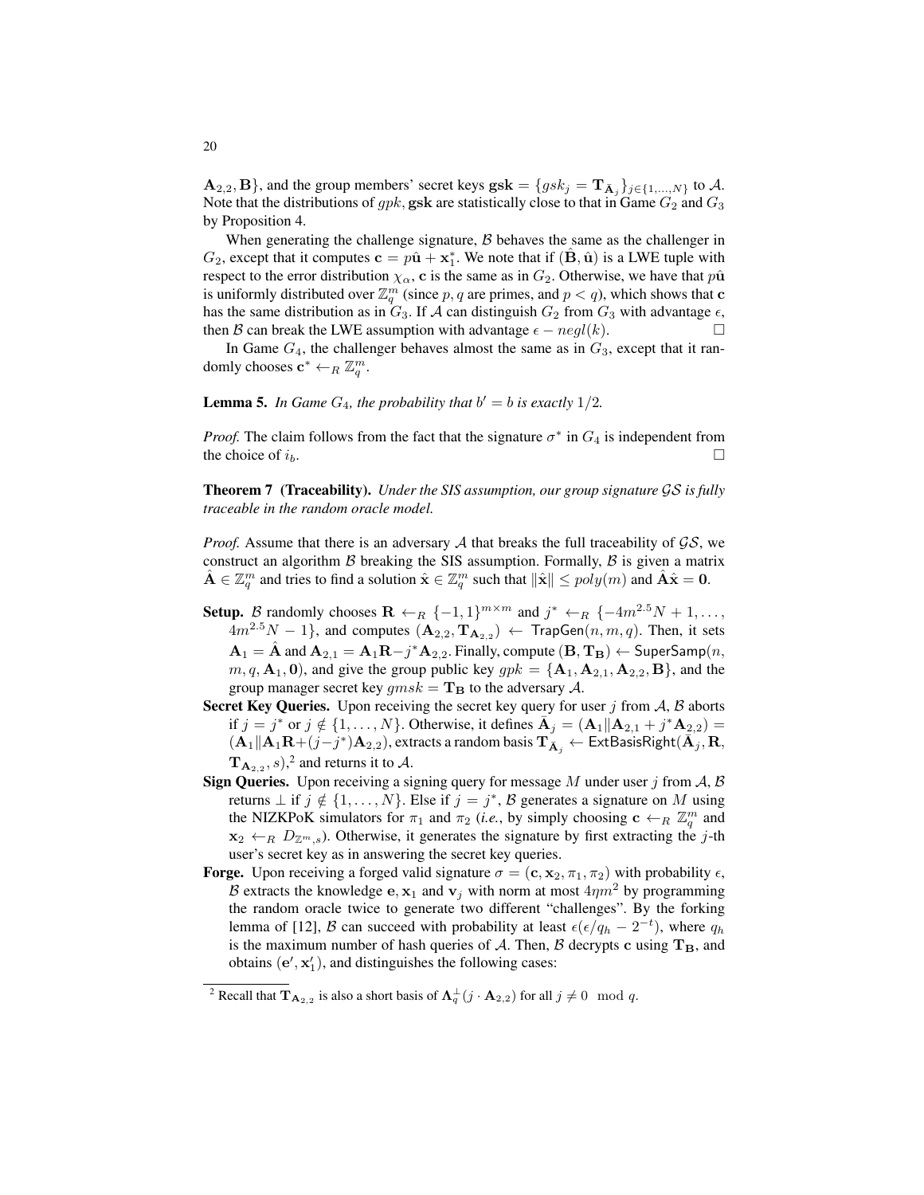$\mathbf{A}_{2,2}, \mathbf{B}\}$, and the group members' secret keys $\mathbf{gsk} = \{gsk_j = \mathbf{T}_{\bar{\mathbf{A}}_j}\}_{j \in \{1,\ldots,N\}}$ to $\mathcal{A}$. Note that the distributions of $gpk$, $\mathbf{gsk}$ are statistically close to that in Game $G_2$ and $G_3$ by Proposition 4.

When generating the challenge signature, $\mathcal{B}$ behaves the same as the challenger in $G_2$, except that it computes $\mathbf{c} = p\hat{\mathbf{u}} + \mathbf{x}_1^*$. We note that if $(\hat{\mathbf{B}}, \hat{\mathbf{u}})$ is a LWE tuple with respect to the error distribution $\chi_\alpha$, $\mathbf{c}$ is the same as in $G_2$. Otherwise, we have that $p\hat{\mathbf{u}}$ is uniformly distributed over $\mathbb{Z}_q^m$ (since $p, q$ are primes, and $p < q$), which shows that $\mathbf{c}$ has the same distribution as in $G_3$. If $\mathcal{A}$ can distinguish $G_2$ from $G_3$ with advantage $\epsilon$, then $\mathcal{B}$ can break the LWE assumption with advantage $\epsilon - negl(k)$. □

In Game $G_4$, the challenger behaves almost the same as in $G_3$, except that it randomly chooses $\mathbf{c}^* \leftarrow_R \mathbb{Z}_q^m$.

**Lemma 5.** *In Game $G_4$, the probability that $b' = b$ is exactly $1/2$.*

*Proof.* The claim follows from the fact that the signature $\sigma^*$ in $G_4$ is independent from the choice of $i_b$. □

**Theorem 7 (Traceability).** *Under the SIS assumption, our group signature $\mathcal{GS}$ is fully traceable in the random oracle model.*

*Proof.* Assume that there is an adversary $\mathcal{A}$ that breaks the full traceability of $\mathcal{GS}$, we construct an algorithm $\mathcal{B}$ breaking the SIS assumption. Formally, $\mathcal{B}$ is given a matrix $\hat{\mathbf{A}} \in \mathbb{Z}_q^m$ and tries to find a solution $\hat{\mathbf{x}} \in \mathbb{Z}_q^m$ such that $\|\hat{\mathbf{x}}\| \leq poly(m)$ and $\hat{\mathbf{A}}\hat{\mathbf{x}} = \mathbf{0}$.

- **Setup.** $\mathcal{B}$ randomly chooses $\mathbf{R} \leftarrow_R \{-1, 1\}^{m \times m}$ and $j^* \leftarrow_R \{-4m^{2.5}N + 1, \ldots, 4m^{2.5}N - 1\}$, and computes $(\mathbf{A}_{2,2}, \mathbf{T}_{\mathbf{A}_{2,2}}) \leftarrow \mathsf{TrapGen}(n, m, q)$. Then, it sets $\mathbf{A}_1 = \hat{\mathbf{A}}$ and $\mathbf{A}_{2,1} = \mathbf{A}_1\mathbf{R} - j^*\mathbf{A}_{2,2}$. Finally, compute $(\mathbf{B}, \mathbf{T}_\mathbf{B}) \leftarrow \mathsf{SuperSamp}(n, m, q, \mathbf{A}_1, \mathbf{0})$, and give the group public key $gpk = \{\mathbf{A}_1, \mathbf{A}_{2,1}, \mathbf{A}_{2,2}, \mathbf{B}\}$, and the group manager secret key $gmsk = \mathbf{T}_\mathbf{B}$ to the adversary $\mathcal{A}$.
- **Secret Key Queries.** Upon receiving the secret key query for user $j$ from $\mathcal{A}$, $\mathcal{B}$ aborts if $j = j^*$ or $j \notin \{1, \ldots, N\}$. Otherwise, it defines $\bar{\mathbf{A}}_j = (\mathbf{A}_1 \| \mathbf{A}_{2,1} + j^*\mathbf{A}_{2,2}) = (\mathbf{A}_1 \| \mathbf{A}_1\mathbf{R} + (j - j^*)\mathbf{A}_{2,2})$, extracts a random basis $\mathbf{T}_{\bar{\mathbf{A}}_j} \leftarrow \mathsf{ExtBasisRight}(\bar{\mathbf{A}}_j, \mathbf{R}, \mathbf{T}_{\mathbf{A}_{2,2}}, s)$,[2] and returns it to $\mathcal{A}$.
- **Sign Queries.** Upon receiving a signing query for message $M$ under user $j$ from $\mathcal{A}$, $\mathcal{B}$ returns $\perp$ if $j \notin \{1, \ldots, N\}$. Else if $j = j^*$, $\mathcal{B}$ generates a signature on $M$ using the NIZKPoK simulators for $\pi_1$ and $\pi_2$ (*i.e.*, by simply choosing $\mathbf{c} \leftarrow_R \mathbb{Z}_q^m$ and $\mathbf{x}_2 \leftarrow_R D_{\mathbb{Z}^m, s}$). Otherwise, it generates the signature by first extracting the $j$-th user's secret key as in answering the secret key queries.
- **Forge.** Upon receiving a forged valid signature $\sigma = (\mathbf{c}, \mathbf{x}_2, \pi_1, \pi_2)$ with probability $\epsilon$, $\mathcal{B}$ extracts the knowledge $\mathbf{e}, \mathbf{x}_1$ and $\mathbf{v}_j$ with norm at most $4\eta m^2$ by programming the random oracle twice to generate two different "challenges". By the forking lemma of [12], $\mathcal{B}$ can succeed with probability at least $\epsilon(\epsilon/q_h - 2^{-t})$, where $q_h$ is the maximum number of hash queries of $\mathcal{A}$. Then, $\mathcal{B}$ decrypts $\mathbf{c}$ using $\mathbf{T}_\mathbf{B}$, and obtains $(\mathbf{e}', \mathbf{x}_1')$, and distinguishes the following cases:

[2] Recall that $\mathbf{T}_{\mathbf{A}_{2,2}}$ is also a short basis of $\mathbf{\Lambda}_q^\perp(j \cdot \mathbf{A}_{2,2})$ for all $j \neq 0 \mod q$.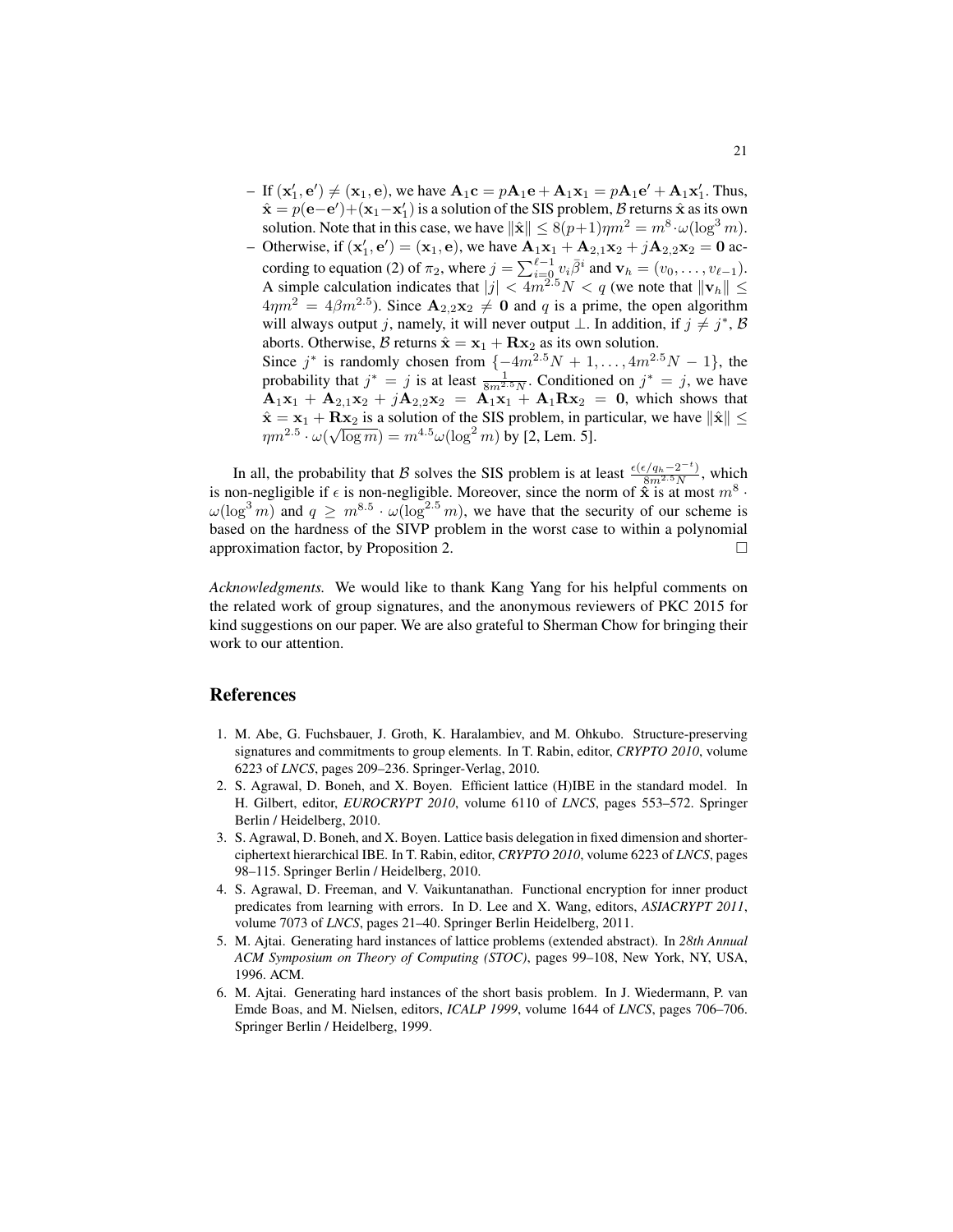– If $(\mathbf{x}_1', \mathbf{e}') \neq (\mathbf{x}_1, \mathbf{e})$, we have $\mathbf{A}_1\mathbf{c} = p\mathbf{A}_1\mathbf{e} + \mathbf{A}_1\mathbf{x}_1 = p\mathbf{A}_1\mathbf{e}' + \mathbf{A}_1\mathbf{x}_1'$. Thus, $\hat{\mathbf{x}} = p(\mathbf{e}-\mathbf{e}')+(\mathbf{x}_1-\mathbf{x}_1')$ is a solution of the SIS problem, $\mathcal{B}$ returns $\hat{\mathbf{x}}$ as its own solution. Note that in this case, we have $\|\hat{\mathbf{x}}\| \leq 8(p+1)\eta m^2 = m^8 \cdot \omega(\log^3 m)$.

– Otherwise, if $(\mathbf{x}_1', \mathbf{e}') = (\mathbf{x}_1, \mathbf{e})$, we have $\mathbf{A}_1\mathbf{x}_1 + \mathbf{A}_{2,1}\mathbf{x}_2 + j\mathbf{A}_{2,2}\mathbf{x}_2 = \mathbf{0}$ according to equation (2) of $\pi_2$, where $j = \sum_{i=0}^{\ell-1} v_i \bar{\beta}^i$ and $\mathbf{v}_h = (v_0, \ldots, v_{\ell-1})$. A simple calculation indicates that $|j| < 4m^{2.5}N < q$ (we note that $\|\mathbf{v}_h\| \leq 4\eta m^2 = 4\beta m^{2.5}$). Since $\mathbf{A}_{2,2}\mathbf{x}_2 \neq \mathbf{0}$ and $q$ is a prime, the open algorithm will always output $j$, namely, it will never output $\perp$. In addition, if $j \neq j^*$, $\mathcal{B}$ aborts. Otherwise, $\mathcal{B}$ returns $\hat{\mathbf{x}} = \mathbf{x}_1 + \mathbf{R}\mathbf{x}_2$ as its own solution.

  Since $j^*$ is randomly chosen from $\{-4m^{2.5}N + 1, \ldots, 4m^{2.5}N - 1\}$, the probability that $j^* = j$ is at least $\frac{1}{8m^{2.5}N}$. Conditioned on $j^* = j$, we have $\mathbf{A}_1\mathbf{x}_1 + \mathbf{A}_{2,1}\mathbf{x}_2 + j\mathbf{A}_{2,2}\mathbf{x}_2 = \mathbf{A}_1\mathbf{x}_1 + \mathbf{A}_1\mathbf{R}\mathbf{x}_2 = \mathbf{0}$, which shows that $\hat{\mathbf{x}} = \mathbf{x}_1 + \mathbf{R}\mathbf{x}_2$ is a solution of the SIS problem, in particular, we have $\|\hat{\mathbf{x}}\| \leq \eta m^{2.5} \cdot \omega(\sqrt{\log m}) = m^{4.5}\omega(\log^2 m)$ by [2, Lem. 5].

In all, the probability that $\mathcal{B}$ solves the SIS problem is at least $\frac{\epsilon(\epsilon/q_h - 2^{-t})}{8m^{2.5}N}$, which is non-negligible if $\epsilon$ is non-negligible. Moreover, since the norm of $\hat{\mathbf{x}}$ is at most $m^8 \cdot \omega(\log^3 m)$ and $q \geq m^{8.5} \cdot \omega(\log^{2.5} m)$, we have that the security of our scheme is based on the hardness of the SIVP problem in the worst case to within a polynomial approximation factor, by Proposition 2. □

*Acknowledgments.* We would like to thank Kang Yang for his helpful comments on the related work of group signatures, and the anonymous reviewers of PKC 2015 for kind suggestions on our paper. We are also grateful to Sherman Chow for bringing their work to our attention.

## References

1. M. Abe, G. Fuchsbauer, J. Groth, K. Haralambiev, and M. Ohkubo. Structure-preserving signatures and commitments to group elements. In T. Rabin, editor, *CRYPTO 2010*, volume 6223 of *LNCS*, pages 209–236. Springer-Verlag, 2010.
2. S. Agrawal, D. Boneh, and X. Boyen. Efficient lattice (H)IBE in the standard model. In H. Gilbert, editor, *EUROCRYPT 2010*, volume 6110 of *LNCS*, pages 553–572. Springer Berlin / Heidelberg, 2010.
3. S. Agrawal, D. Boneh, and X. Boyen. Lattice basis delegation in fixed dimension and shorter-ciphertext hierarchical IBE. In T. Rabin, editor, *CRYPTO 2010*, volume 6223 of *LNCS*, pages 98–115. Springer Berlin / Heidelberg, 2010.
4. S. Agrawal, D. Freeman, and V. Vaikuntanathan. Functional encryption for inner product predicates from learning with errors. In D. Lee and X. Wang, editors, *ASIACRYPT 2011*, volume 7073 of *LNCS*, pages 21–40. Springer Berlin Heidelberg, 2011.
5. M. Ajtai. Generating hard instances of lattice problems (extended abstract). In *28th Annual ACM Symposium on Theory of Computing (STOC)*, pages 99–108, New York, NY, USA, 1996. ACM.
6. M. Ajtai. Generating hard instances of the short basis problem. In J. Wiedermann, P. van Emde Boas, and M. Nielsen, editors, *ICALP 1999*, volume 1644 of *LNCS*, pages 706–706. Springer Berlin / Heidelberg, 1999.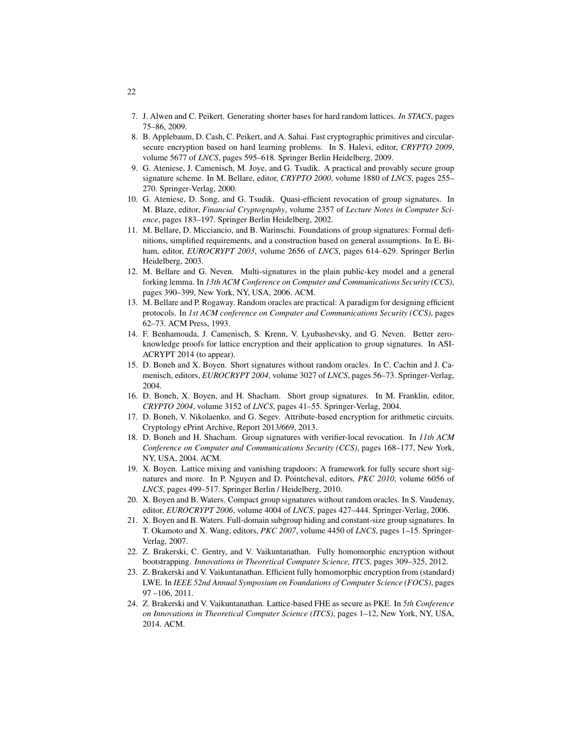7. J. Alwen and C. Peikert. Generating shorter bases for hard random lattices. *In STACS*, pages 75–86, 2009.
8. B. Applebaum, D. Cash, C. Peikert, and A. Sahai. Fast cryptographic primitives and circular-secure encryption based on hard learning problems. In S. Halevi, editor, *CRYPTO 2009*, volume 5677 of *LNCS*, pages 595–618. Springer Berlin Heidelberg, 2009.
9. G. Ateniese, J. Camenisch, M. Joye, and G. Tsudik. A practical and provably secure group signature scheme. In M. Bellare, editor, *CRYPTO 2000*, volume 1880 of *LNCS*, pages 255–270. Springer-Verlag, 2000.
10. G. Ateniese, D. Song, and G. Tsudik. Quasi-efficient revocation of group signatures. In M. Blaze, editor, *Financial Cryptography*, volume 2357 of *Lecture Notes in Computer Science*, pages 183–197. Springer Berlin Heidelberg, 2002.
11. M. Bellare, D. Micciancio, and B. Warinschi. Foundations of group signatures: Formal definitions, simplified requirements, and a construction based on general assumptions. In E. Biham, editor, *EUROCRYPT 2003*, volume 2656 of *LNCS*, pages 614–629. Springer Berlin Heidelberg, 2003.
12. M. Bellare and G. Neven. Multi-signatures in the plain public-key model and a general forking lemma. In *13th ACM Conference on Computer and Communications Security (CCS)*, pages 390–399, New York, NY, USA, 2006. ACM.
13. M. Bellare and P. Rogaway. Random oracles are practical: A paradigm for designing efficient protocols. In *1st ACM conference on Computer and Communications Security (CCS)*, pages 62–73. ACM Press, 1993.
14. F. Benhamouda, J. Camenisch, S. Krenn, V. Lyubashevsky, and G. Neven. Better zero-knowledge proofs for lattice encryption and their application to group signatures. In ASIACRYPT 2014 (to appear).
15. D. Boneh and X. Boyen. Short signatures without random oracles. In C. Cachin and J. Camenisch, editors, *EUROCRYPT 2004*, volume 3027 of *LNCS*, pages 56–73. Springer-Verlag, 2004.
16. D. Boneh, X. Boyen, and H. Shacham. Short group signatures. In M. Franklin, editor, *CRYPTO 2004*, volume 3152 of *LNCS*, pages 41–55. Springer-Verlag, 2004.
17. D. Boneh, V. Nikolaenko, and G. Segev. Attribute-based encryption for arithmetic circuits. Cryptology ePrint Archive, Report 2013/669, 2013.
18. D. Boneh and H. Shacham. Group signatures with verifier-local revocation. In *11th ACM Conference on Computer and Communications Security (CCS)*, pages 168–177, New York, NY, USA, 2004. ACM.
19. X. Boyen. Lattice mixing and vanishing trapdoors: A framework for fully secure short signatures and more. In P. Nguyen and D. Pointcheval, editors, *PKC 2010*, volume 6056 of *LNCS*, pages 499–517. Springer Berlin / Heidelberg, 2010.
20. X. Boyen and B. Waters. Compact group signatures without random oracles. In S. Vaudenay, editor, *EUROCRYPT 2006*, volume 4004 of *LNCS*, pages 427–444. Springer-Verlag, 2006.
21. X. Boyen and B. Waters. Full-domain subgroup hiding and constant-size group signatures. In T. Okamoto and X. Wang, editors, *PKC 2007*, volume 4450 of *LNCS*, pages 1–15. Springer-Verlag, 2007.
22. Z. Brakerski, C. Gentry, and V. Vaikuntanathan. Fully homomorphic encryption without bootstrapping. *Innovations in Theoretical Computer Science, ITCS*, pages 309–325, 2012.
23. Z. Brakerski and V. Vaikuntanathan. Efficient fully homomorphic encryption from (standard) LWE. In *IEEE 52nd Annual Symposium on Foundations of Computer Science (FOCS)*, pages 97 –106, 2011.
24. Z. Brakerski and V. Vaikuntanathan. Lattice-based FHE as secure as PKE. In *5th Conference on Innovations in Theoretical Computer Science (ITCS)*, pages 1–12, New York, NY, USA, 2014. ACM.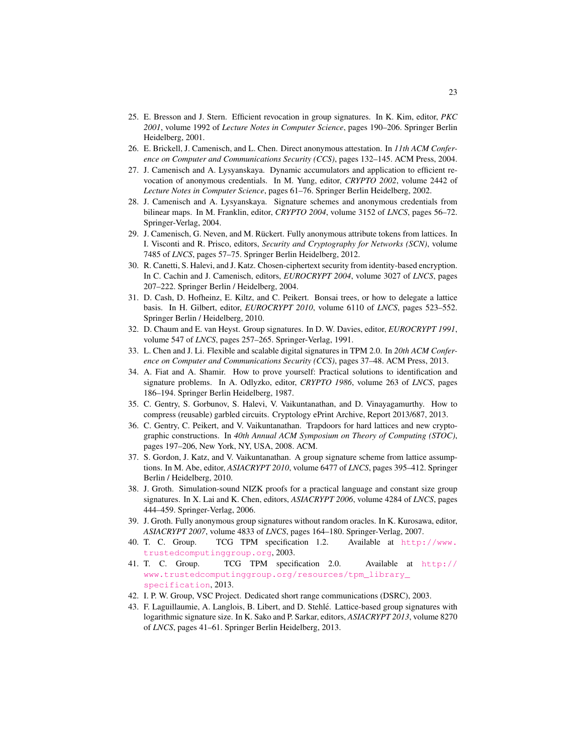25. E. Bresson and J. Stern. Efficient revocation in group signatures. In K. Kim, editor, *PKC 2001*, volume 1992 of *Lecture Notes in Computer Science*, pages 190–206. Springer Berlin Heidelberg, 2001.
26. E. Brickell, J. Camenisch, and L. Chen. Direct anonymous attestation. In *11th ACM Conference on Computer and Communications Security (CCS)*, pages 132–145. ACM Press, 2004.
27. J. Camenisch and A. Lysyanskaya. Dynamic accumulators and application to efficient revocation of anonymous credentials. In M. Yung, editor, *CRYPTO 2002*, volume 2442 of *Lecture Notes in Computer Science*, pages 61–76. Springer Berlin Heidelberg, 2002.
28. J. Camenisch and A. Lysyanskaya. Signature schemes and anonymous credentials from bilinear maps. In M. Franklin, editor, *CRYPTO 2004*, volume 3152 of *LNCS*, pages 56–72. Springer-Verlag, 2004.
29. J. Camenisch, G. Neven, and M. Rückert. Fully anonymous attribute tokens from lattices. In I. Visconti and R. Prisco, editors, *Security and Cryptography for Networks (SCN)*, volume 7485 of *LNCS*, pages 57–75. Springer Berlin Heidelberg, 2012.
30. R. Canetti, S. Halevi, and J. Katz. Chosen-ciphertext security from identity-based encryption. In C. Cachin and J. Camenisch, editors, *EUROCRYPT 2004*, volume 3027 of *LNCS*, pages 207–222. Springer Berlin / Heidelberg, 2004.
31. D. Cash, D. Hofheinz, E. Kiltz, and C. Peikert. Bonsai trees, or how to delegate a lattice basis. In H. Gilbert, editor, *EUROCRYPT 2010*, volume 6110 of *LNCS*, pages 523–552. Springer Berlin / Heidelberg, 2010.
32. D. Chaum and E. van Heyst. Group signatures. In D. W. Davies, editor, *EUROCRYPT 1991*, volume 547 of *LNCS*, pages 257–265. Springer-Verlag, 1991.
33. L. Chen and J. Li. Flexible and scalable digital signatures in TPM 2.0. In *20th ACM Conference on Computer and Communications Security (CCS)*, pages 37–48. ACM Press, 2013.
34. A. Fiat and A. Shamir. How to prove yourself: Practical solutions to identification and signature problems. In A. Odlyzko, editor, *CRYPTO 1986*, volume 263 of *LNCS*, pages 186–194. Springer Berlin Heidelberg, 1987.
35. C. Gentry, S. Gorbunov, S. Halevi, V. Vaikuntanathan, and D. Vinayagamurthy. How to compress (reusable) garbled circuits. Cryptology ePrint Archive, Report 2013/687, 2013.
36. C. Gentry, C. Peikert, and V. Vaikuntanathan. Trapdoors for hard lattices and new cryptographic constructions. In *40th Annual ACM Symposium on Theory of Computing (STOC)*, pages 197–206, New York, NY, USA, 2008. ACM.
37. S. Gordon, J. Katz, and V. Vaikuntanathan. A group signature scheme from lattice assumptions. In M. Abe, editor, *ASIACRYPT 2010*, volume 6477 of *LNCS*, pages 395–412. Springer Berlin / Heidelberg, 2010.
38. J. Groth. Simulation-sound NIZK proofs for a practical language and constant size group signatures. In X. Lai and K. Chen, editors, *ASIACRYPT 2006*, volume 4284 of *LNCS*, pages 444–459. Springer-Verlag, 2006.
39. J. Groth. Fully anonymous group signatures without random oracles. In K. Kurosawa, editor, *ASIACRYPT 2007*, volume 4833 of *LNCS*, pages 164–180. Springer-Verlag, 2007.
40. T. C. Group. TCG TPM specification 1.2. Available at http://www.trustedcomputinggroup.org, 2003.
41. T. C. Group. TCG TPM specification 2.0. Available at http://www.trustedcomputinggroup.org/resources/tpm_library_specification, 2013.
42. I. P. W. Group, VSC Project. Dedicated short range communications (DSRC), 2003.
43. F. Laguillaumie, A. Langlois, B. Libert, and D. Stehlé. Lattice-based group signatures with logarithmic signature size. In K. Sako and P. Sarkar, editors, *ASIACRYPT 2013*, volume 8270 of *LNCS*, pages 41–61. Springer Berlin Heidelberg, 2013.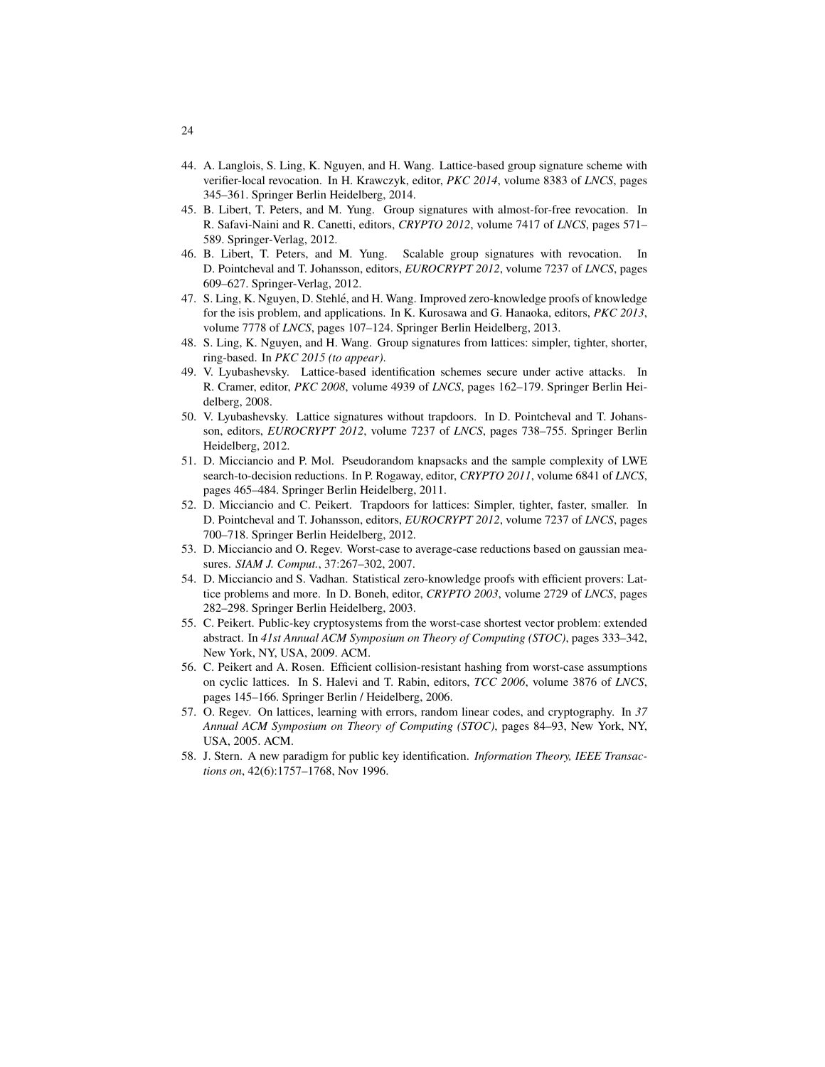44. A. Langlois, S. Ling, K. Nguyen, and H. Wang. Lattice-based group signature scheme with verifier-local revocation. In H. Krawczyk, editor, *PKC 2014*, volume 8383 of *LNCS*, pages 345–361. Springer Berlin Heidelberg, 2014.
45. B. Libert, T. Peters, and M. Yung. Group signatures with almost-for-free revocation. In R. Safavi-Naini and R. Canetti, editors, *CRYPTO 2012*, volume 7417 of *LNCS*, pages 571–589. Springer-Verlag, 2012.
46. B. Libert, T. Peters, and M. Yung. Scalable group signatures with revocation. In D. Pointcheval and T. Johansson, editors, *EUROCRYPT 2012*, volume 7237 of *LNCS*, pages 609–627. Springer-Verlag, 2012.
47. S. Ling, K. Nguyen, D. Stehlé, and H. Wang. Improved zero-knowledge proofs of knowledge for the isis problem, and applications. In K. Kurosawa and G. Hanaoka, editors, *PKC 2013*, volume 7778 of *LNCS*, pages 107–124. Springer Berlin Heidelberg, 2013.
48. S. Ling, K. Nguyen, and H. Wang. Group signatures from lattices: simpler, tighter, shorter, ring-based. In *PKC 2015 (to appear)*.
49. V. Lyubashevsky. Lattice-based identification schemes secure under active attacks. In R. Cramer, editor, *PKC 2008*, volume 4939 of *LNCS*, pages 162–179. Springer Berlin Heidelberg, 2008.
50. V. Lyubashevsky. Lattice signatures without trapdoors. In D. Pointcheval and T. Johansson, editors, *EUROCRYPT 2012*, volume 7237 of *LNCS*, pages 738–755. Springer Berlin Heidelberg, 2012.
51. D. Micciancio and P. Mol. Pseudorandom knapsacks and the sample complexity of LWE search-to-decision reductions. In P. Rogaway, editor, *CRYPTO 2011*, volume 6841 of *LNCS*, pages 465–484. Springer Berlin Heidelberg, 2011.
52. D. Micciancio and C. Peikert. Trapdoors for lattices: Simpler, tighter, faster, smaller. In D. Pointcheval and T. Johansson, editors, *EUROCRYPT 2012*, volume 7237 of *LNCS*, pages 700–718. Springer Berlin Heidelberg, 2012.
53. D. Micciancio and O. Regev. Worst-case to average-case reductions based on gaussian measures. *SIAM J. Comput.*, 37:267–302, 2007.
54. D. Micciancio and S. Vadhan. Statistical zero-knowledge proofs with efficient provers: Lattice problems and more. In D. Boneh, editor, *CRYPTO 2003*, volume 2729 of *LNCS*, pages 282–298. Springer Berlin Heidelberg, 2003.
55. C. Peikert. Public-key cryptosystems from the worst-case shortest vector problem: extended abstract. In *41st Annual ACM Symposium on Theory of Computing (STOC)*, pages 333–342, New York, NY, USA, 2009. ACM.
56. C. Peikert and A. Rosen. Efficient collision-resistant hashing from worst-case assumptions on cyclic lattices. In S. Halevi and T. Rabin, editors, *TCC 2006*, volume 3876 of *LNCS*, pages 145–166. Springer Berlin / Heidelberg, 2006.
57. O. Regev. On lattices, learning with errors, random linear codes, and cryptography. In *37 Annual ACM Symposium on Theory of Computing (STOC)*, pages 84–93, New York, NY, USA, 2005. ACM.
58. J. Stern. A new paradigm for public key identification. *Information Theory, IEEE Transactions on*, 42(6):1757–1768, Nov 1996.